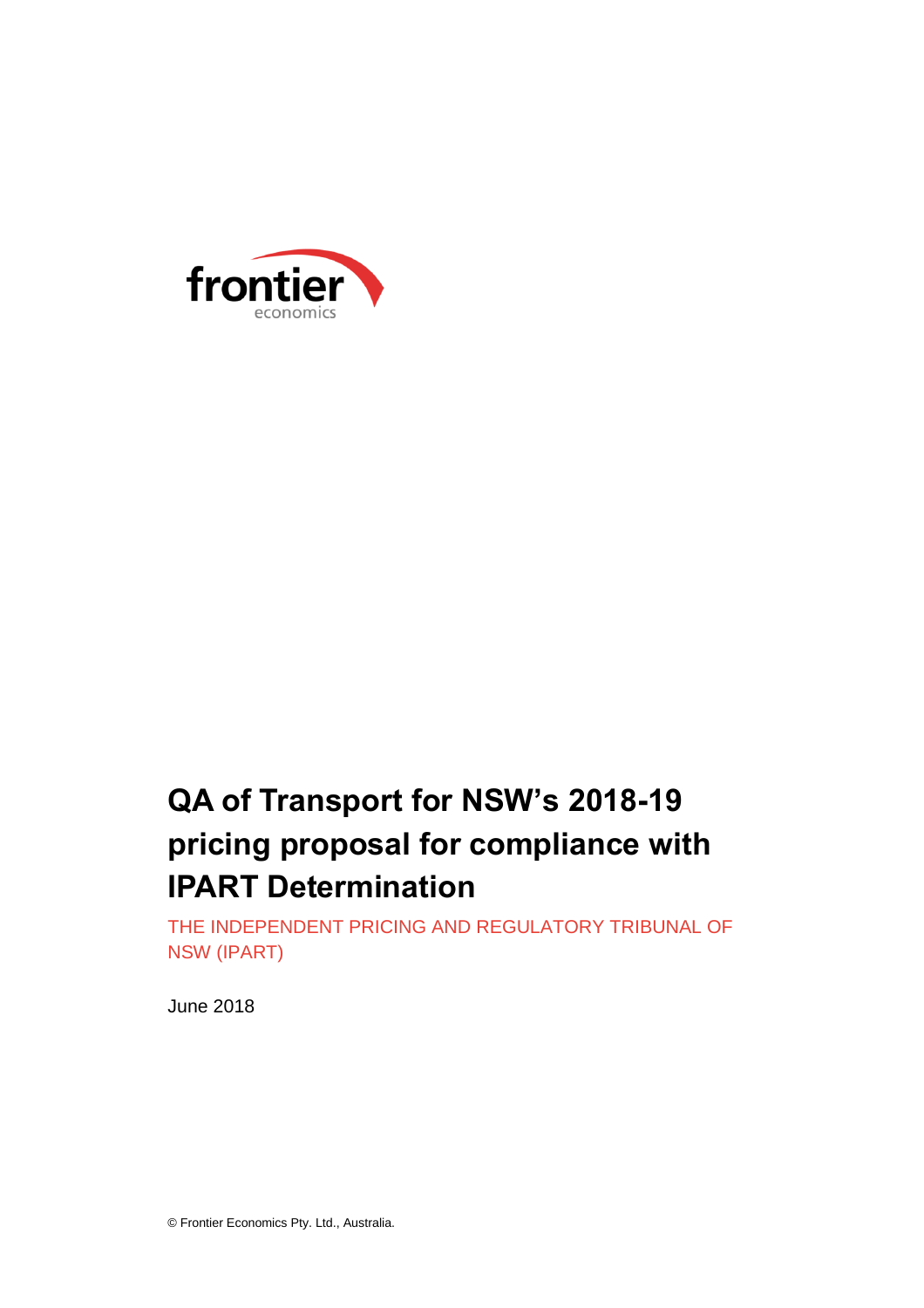frontier
economics

# QA of Transport for NSW's 2018-19 pricing proposal for compliance with IPART Determination

THE INDEPENDENT PRICING AND REGULATORY TRIBUNAL OF NSW (IPART)

June 2018

© Frontier Economics Pty. Ltd., Australia.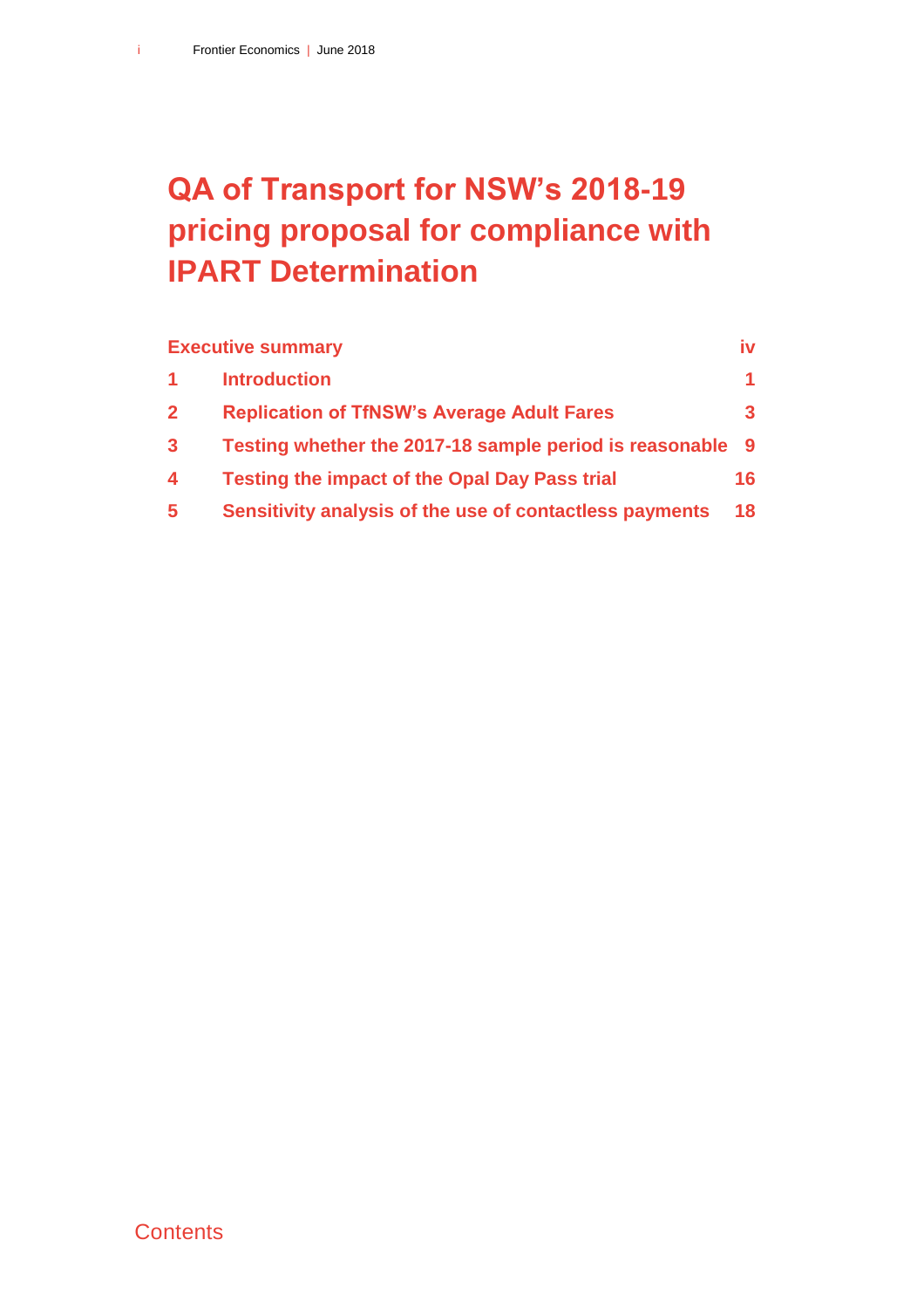# QA of Transport for NSW's 2018-19 pricing proposal for compliance with IPART Determination

| | | |
|---|---|---|
| **Executive summary** | | **iv** |
| **1** | **Introduction** | **1** |
| **2** | **Replication of TfNSW's Average Adult Fares** | **3** |
| **3** | **Testing whether the 2017-18 sample period is reasonable** | **9** |
| **4** | **Testing the impact of the Opal Day Pass trial** | **16** |
| **5** | **Sensitivity analysis of the use of contactless payments** | **18** |

Contents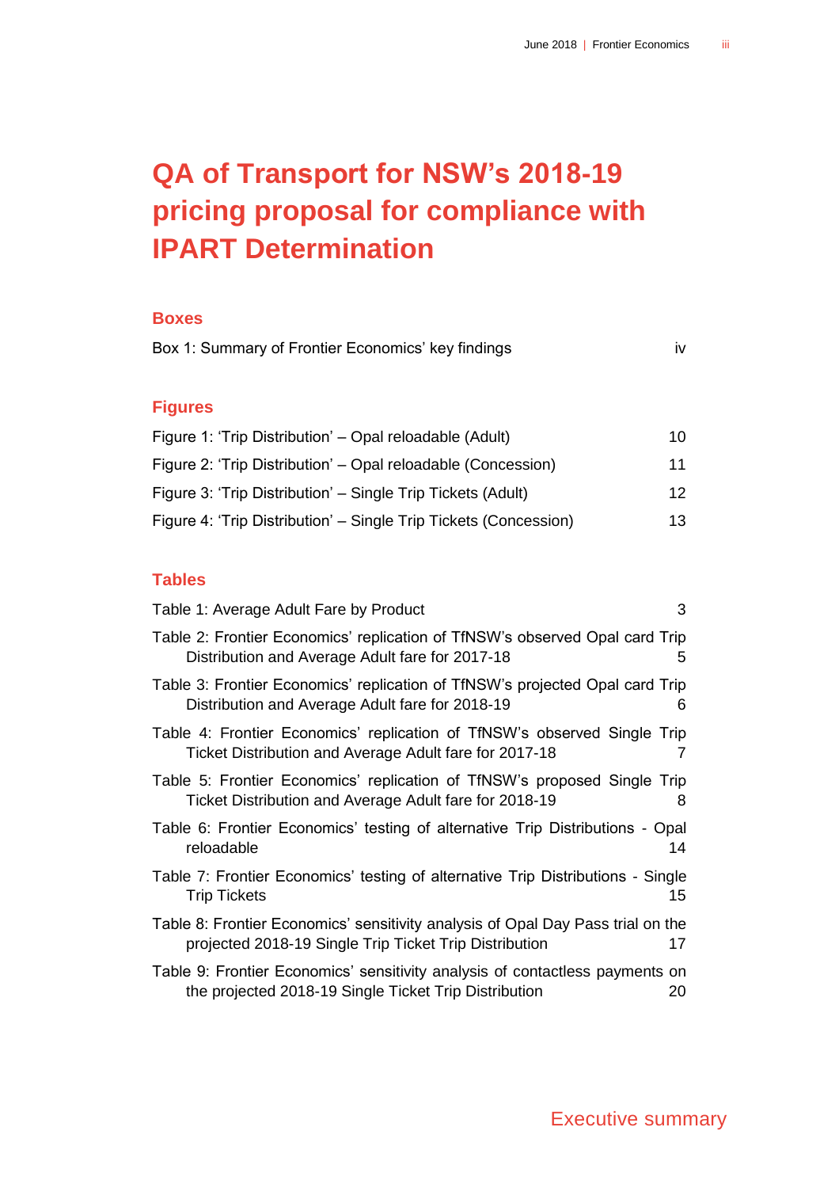# QA of Transport for NSW's 2018-19 pricing proposal for compliance with IPART Determination

## Boxes

Box 1: Summary of Frontier Economics' key findings iv

## Figures

Figure 1: 'Trip Distribution' – Opal reloadable (Adult) 10

Figure 2: 'Trip Distribution' – Opal reloadable (Concession) 11

Figure 3: 'Trip Distribution' – Single Trip Tickets (Adult) 12

Figure 4: 'Trip Distribution' – Single Trip Tickets (Concession) 13

## Tables

Table 1: Average Adult Fare by Product 3

Table 2: Frontier Economics' replication of TfNSW's observed Opal card Trip Distribution and Average Adult fare for 2017-18 5

Table 3: Frontier Economics' replication of TfNSW's projected Opal card Trip Distribution and Average Adult fare for 2018-19 6

Table 4: Frontier Economics' replication of TfNSW's observed Single Trip Ticket Distribution and Average Adult fare for 2017-18 7

Table 5: Frontier Economics' replication of TfNSW's proposed Single Trip Ticket Distribution and Average Adult fare for 2018-19 8

Table 6: Frontier Economics' testing of alternative Trip Distributions - Opal reloadable 14

Table 7: Frontier Economics' testing of alternative Trip Distributions - Single Trip Tickets 15

Table 8: Frontier Economics' sensitivity analysis of Opal Day Pass trial on the projected 2018-19 Single Trip Ticket Trip Distribution 17

Table 9: Frontier Economics' sensitivity analysis of contactless payments on the projected 2018-19 Single Ticket Trip Distribution 20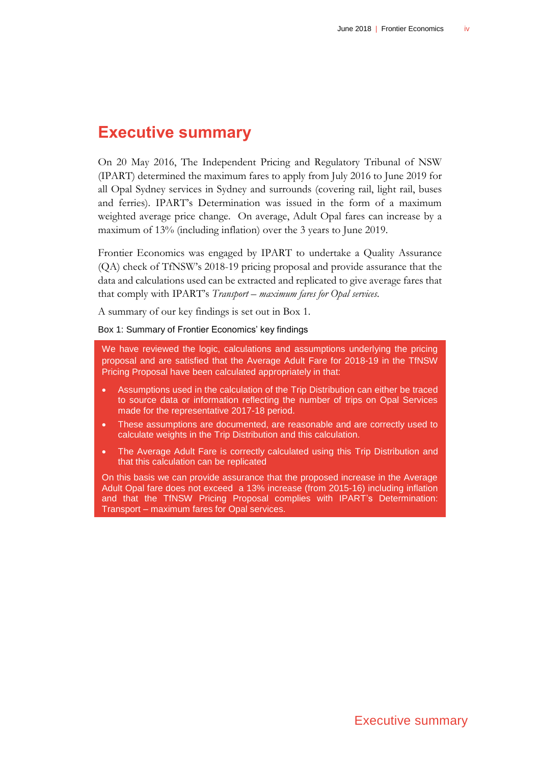# Executive summary

On 20 May 2016, The Independent Pricing and Regulatory Tribunal of NSW (IPART) determined the maximum fares to apply from July 2016 to June 2019 for all Opal Sydney services in Sydney and surrounds (covering rail, light rail, buses and ferries). IPART's Determination was issued in the form of a maximum weighted average price change. On average, Adult Opal fares can increase by a maximum of 13% (including inflation) over the 3 years to June 2019.

Frontier Economics was engaged by IPART to undertake a Quality Assurance (QA) check of TfNSW's 2018-19 pricing proposal and provide assurance that the data and calculations used can be extracted and replicated to give average fares that that comply with IPART's *Transport – maximum fares for Opal services*.

A summary of our key findings is set out in Box 1.

Box 1: Summary of Frontier Economics' key findings

We have reviewed the logic, calculations and assumptions underlying the pricing proposal and are satisfied that the Average Adult Fare for 2018-19 in the TfNSW Pricing Proposal have been calculated appropriately in that:

- Assumptions used in the calculation of the Trip Distribution can either be traced to source data or information reflecting the number of trips on Opal Services made for the representative 2017-18 period.
- These assumptions are documented, are reasonable and are correctly used to calculate weights in the Trip Distribution and this calculation.
- The Average Adult Fare is correctly calculated using this Trip Distribution and that this calculation can be replicated

On this basis we can provide assurance that the proposed increase in the Average Adult Opal fare does not exceed a 13% increase (from 2015-16) including inflation and that the TfNSW Pricing Proposal complies with IPART's Determination: Transport – maximum fares for Opal services.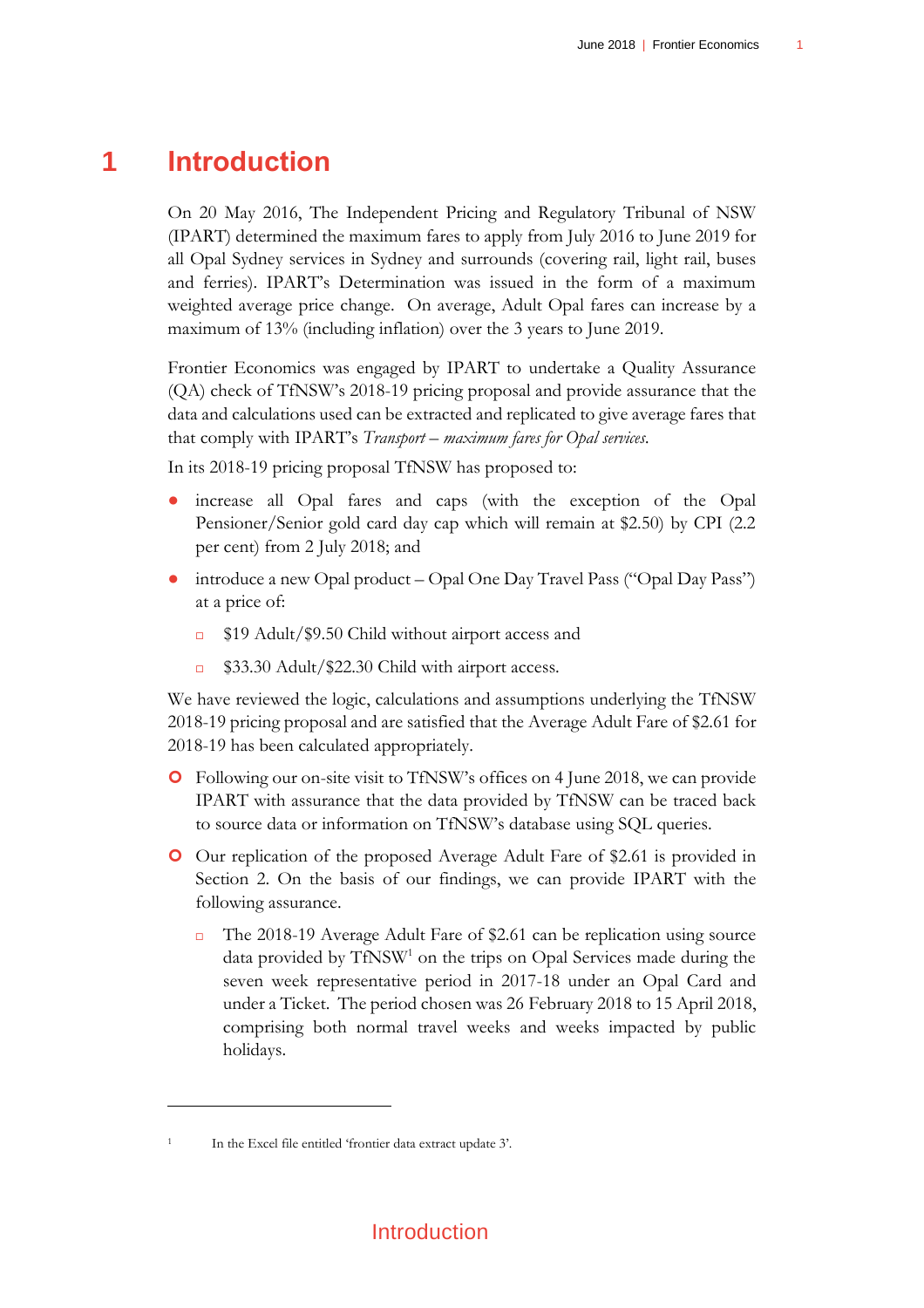# 1 Introduction

On 20 May 2016, The Independent Pricing and Regulatory Tribunal of NSW (IPART) determined the maximum fares to apply from July 2016 to June 2019 for all Opal Sydney services in Sydney and surrounds (covering rail, light rail, buses and ferries). IPART's Determination was issued in the form of a maximum weighted average price change. On average, Adult Opal fares can increase by a maximum of 13% (including inflation) over the 3 years to June 2019.

Frontier Economics was engaged by IPART to undertake a Quality Assurance (QA) check of TfNSW's 2018-19 pricing proposal and provide assurance that the data and calculations used can be extracted and replicated to give average fares that that comply with IPART's *Transport – maximum fares for Opal services*.

In its 2018-19 pricing proposal TfNSW has proposed to:

- increase all Opal fares and caps (with the exception of the Opal Pensioner/Senior gold card day cap which will remain at $2.50) by CPI (2.2 per cent) from 2 July 2018; and
- introduce a new Opal product – Opal One Day Travel Pass ("Opal Day Pass") at a price of:
  - $19 Adult/$9.50 Child without airport access and
  - $33.30 Adult/$22.30 Child with airport access.

We have reviewed the logic, calculations and assumptions underlying the TfNSW 2018-19 pricing proposal and are satisfied that the Average Adult Fare of $2.61 for 2018-19 has been calculated appropriately.

- Following our on-site visit to TfNSW's offices on 4 June 2018, we can provide IPART with assurance that the data provided by TfNSW can be traced back to source data or information on TfNSW's database using SQL queries.
- Our replication of the proposed Average Adult Fare of $2.61 is provided in Section 2. On the basis of our findings, we can provide IPART with the following assurance.
  - The 2018-19 Average Adult Fare of $2.61 can be replication using source data provided by TfNSW[1] on the trips on Opal Services made during the seven week representative period in 2017-18 under an Opal Card and under a Ticket. The period chosen was 26 February 2018 to 15 April 2018, comprising both normal travel weeks and weeks impacted by public holidays.

---

[1] In the Excel file entitled 'frontier data extract update 3'.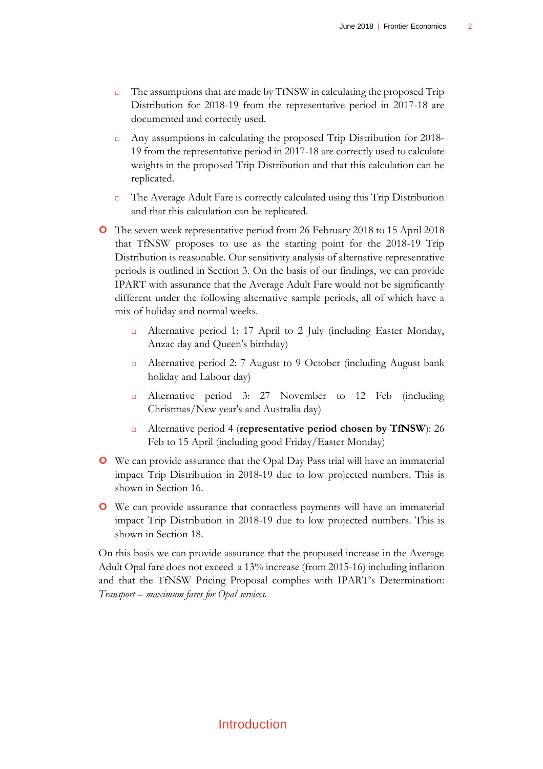- The assumptions that are made by TfNSW in calculating the proposed Trip Distribution for 2018-19 from the representative period in 2017-18 are documented and correctly used.
  - Any assumptions in calculating the proposed Trip Distribution for 2018-19 from the representative period in 2017-18 are correctly used to calculate weights in the proposed Trip Distribution and that this calculation can be replicated.
  - The Average Adult Fare is correctly calculated using this Trip Distribution and that this calculation can be replicated.

- The seven week representative period from 26 February 2018 to 15 April 2018 that TfNSW proposes to use as the starting point for the 2018-19 Trip Distribution is reasonable. Our sensitivity analysis of alternative representative periods is outlined in Section 3. On the basis of our findings, we can provide IPART with assurance that the Average Adult Fare would not be significantly different under the following alternative sample periods, all of which have a mix of holiday and normal weeks.
  - Alternative period 1: 17 April to 2 July (including Easter Monday, Anzac day and Queen's birthday)
  - Alternative period 2: 7 August to 9 October (including August bank holiday and Labour day)
  - Alternative period 3: 27 November to 12 Feb (including Christmas/New year's and Australia day)
  - Alternative period 4 (**representative period chosen by TfNSW**): 26 Feb to 15 April (including good Friday/Easter Monday)

- We can provide assurance that the Opal Day Pass trial will have an immaterial impact Trip Distribution in 2018-19 due to low projected numbers. This is shown in Section 16.

- We can provide assurance that contactless payments will have an immaterial impact Trip Distribution in 2018-19 due to low projected numbers. This is shown in Section 18.

On this basis we can provide assurance that the proposed increase in the Average Adult Opal fare does not exceed a 13% increase (from 2015-16) including inflation and that the TfNSW Pricing Proposal complies with IPART's Determination: *Transport – maximum fares for Opal services.*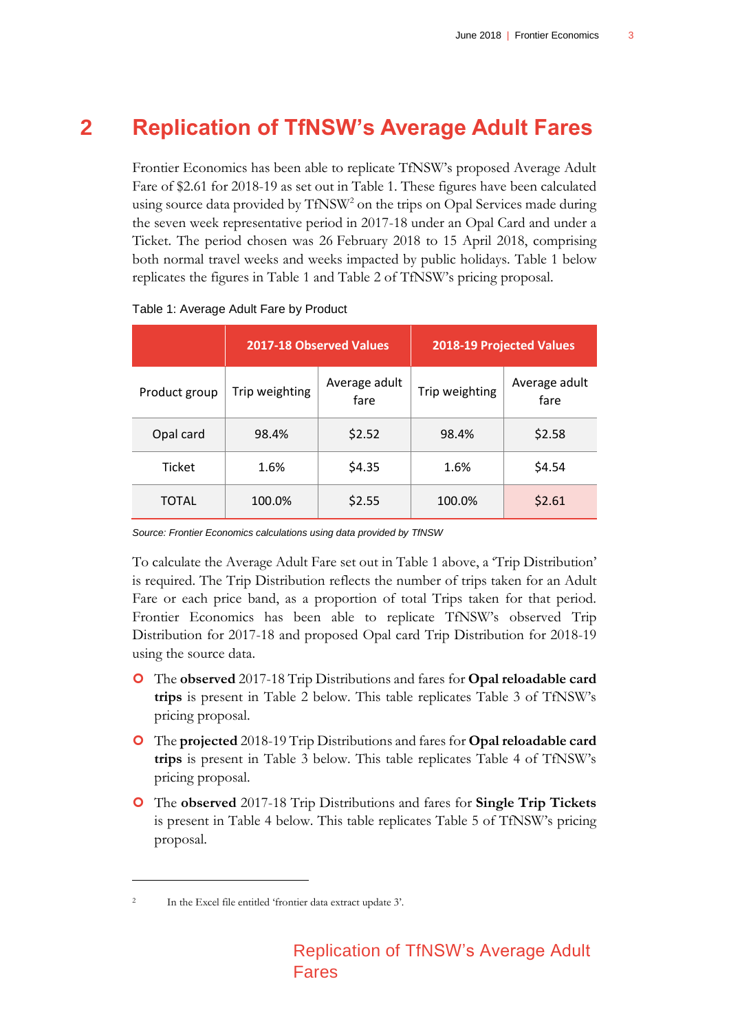# 2 Replication of TfNSW's Average Adult Fares

Frontier Economics has been able to replicate TfNSW's proposed Average Adult Fare of $2.61 for 2018-19 as set out in Table 1. These figures have been calculated using source data provided by TfNSW[2] on the trips on Opal Services made during the seven week representative period in 2017-18 under an Opal Card and under a Ticket. The period chosen was 26 February 2018 to 15 April 2018, comprising both normal travel weeks and weeks impacted by public holidays. Table 1 below replicates the figures in Table 1 and Table 2 of TfNSW's pricing proposal.

Table 1: Average Adult Fare by Product

| | 2017-18 Observed Values | | 2018-19 Projected Values | |
|---|---|---|---|---|
| Product group | Trip weighting | Average adult fare | Trip weighting | Average adult fare |
| Opal card | 98.4% | $2.52 | 98.4% | $2.58 |
| Ticket | 1.6% | $4.35 | 1.6% | $4.54 |
| TOTAL | 100.0% | $2.55 | 100.0% | $2.61 |

*Source: Frontier Economics calculations using data provided by TfNSW*

To calculate the Average Adult Fare set out in Table 1 above, a 'Trip Distribution' is required. The Trip Distribution reflects the number of trips taken for an Adult Fare or each price band, as a proportion of total Trips taken for that period. Frontier Economics has been able to replicate TfNSW's observed Trip Distribution for 2017-18 and proposed Opal card Trip Distribution for 2018-19 using the source data.

- The **observed** 2017-18 Trip Distributions and fares for **Opal reloadable card trips** is present in Table 2 below. This table replicates Table 3 of TfNSW's pricing proposal.
- The **projected** 2018-19 Trip Distributions and fares for **Opal reloadable card trips** is present in Table 3 below. This table replicates Table 4 of TfNSW's pricing proposal.
- The **observed** 2017-18 Trip Distributions and fares for **Single Trip Tickets** is present in Table 4 below. This table replicates Table 5 of TfNSW's pricing proposal.

[2] In the Excel file entitled 'frontier data extract update 3'.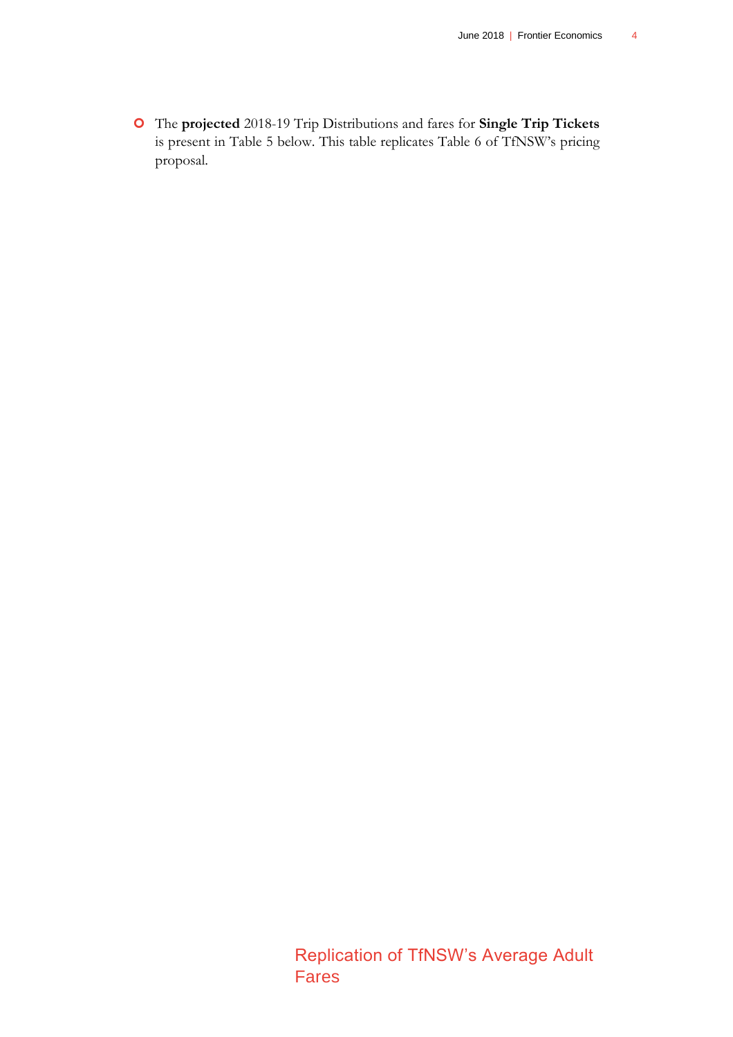- The **projected** 2018-19 Trip Distributions and fares for **Single Trip Tickets** is present in Table 5 below. This table replicates Table 6 of TfNSW's pricing proposal.

Replication of TfNSW's Average Adult Fares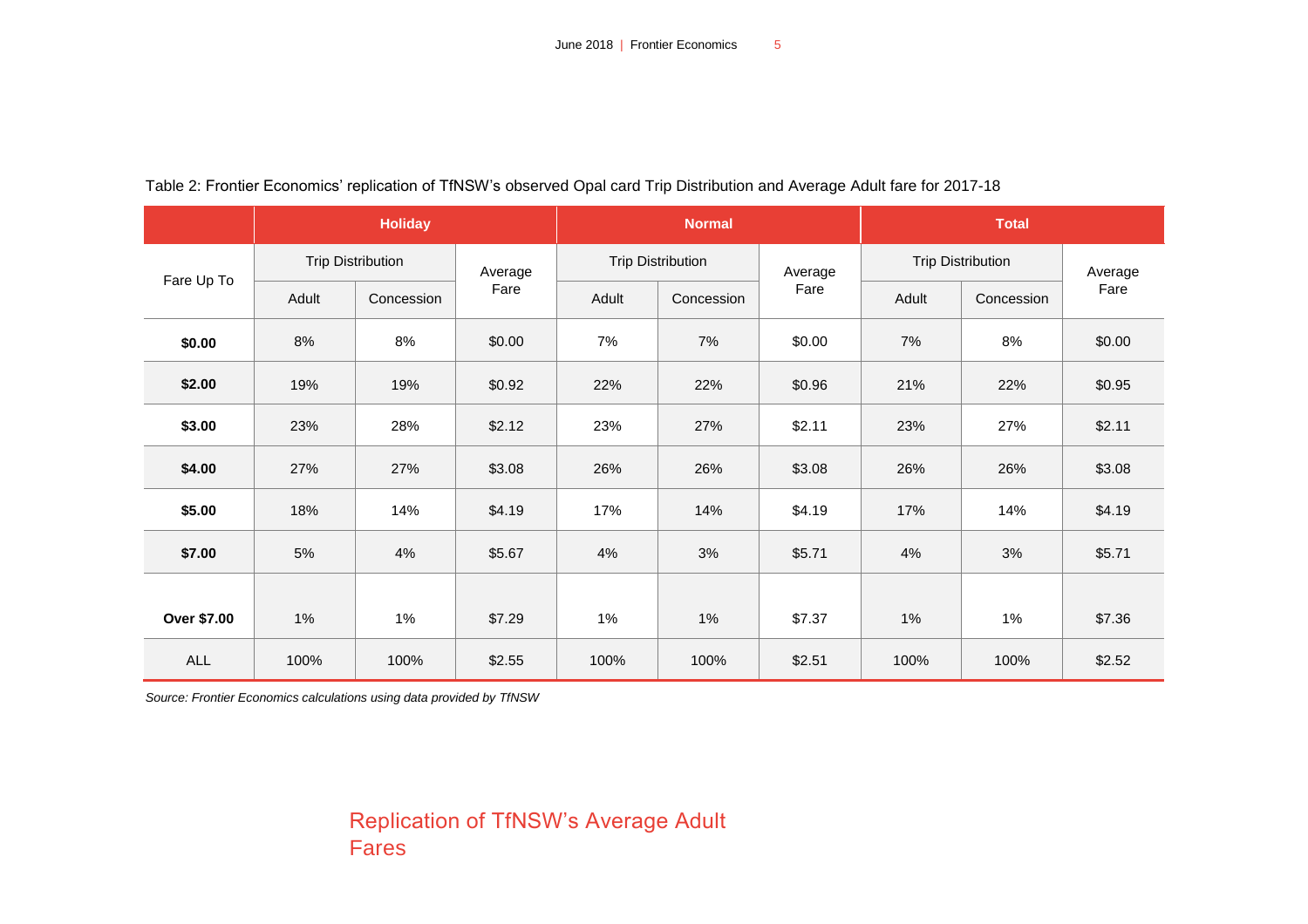Table 2: Frontier Economics' replication of TfNSW's observed Opal card Trip Distribution and Average Adult fare for 2017-18

| Fare Up To | Holiday | | | Normal | | | Total | | |
|---|---|---|---|---|---|---|---|---|---|
| | Trip Distribution | | Average Fare | Trip Distribution | | Average Fare | Trip Distribution | | Average Fare |
| | Adult | Concession | | Adult | Concession | | Adult | Concession | |
| **$0.00** | 8% | 8% | $0.00 | 7% | 7% | $0.00 | 7% | 8% | $0.00 |
| **$2.00** | 19% | 19% | $0.92 | 22% | 22% | $0.96 | 21% | 22% | $0.95 |
| **$3.00** | 23% | 28% | $2.12 | 23% | 27% | $2.11 | 23% | 27% | $2.11 |
| **$4.00** | 27% | 27% | $3.08 | 26% | 26% | $3.08 | 26% | 26% | $3.08 |
| **$5.00** | 18% | 14% | $4.19 | 17% | 14% | $4.19 | 17% | 14% | $4.19 |
| **$7.00** | 5% | 4% | $5.67 | 4% | 3% | $5.71 | 4% | 3% | $5.71 |
| **Over $7.00** | 1% | 1% | $7.29 | 1% | 1% | $7.37 | 1% | 1% | $7.36 |
| ALL | 100% | 100% | $2.55 | 100% | 100% | $2.51 | 100% | 100% | $2.52 |

*Source: Frontier Economics calculations using data provided by TfNSW*

## Replication of TfNSW's Average Adult Fares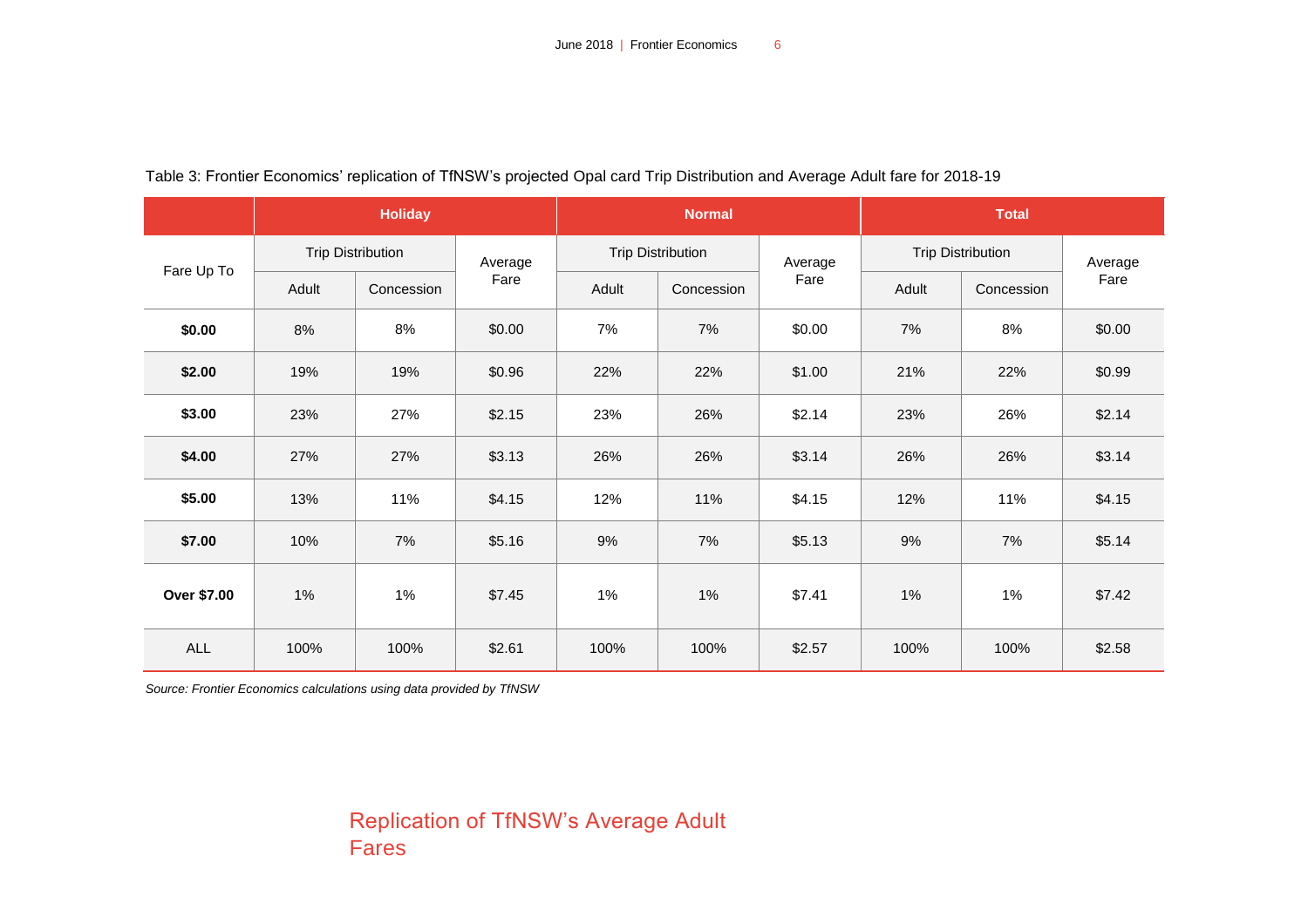Table 3: Frontier Economics' replication of TfNSW's projected Opal card Trip Distribution and Average Adult fare for 2018-19

| Fare Up To | Holiday | | | Normal | | | Total | | |
|---|---|---|---|---|---|---|---|---|---|
| | Trip Distribution | | Average Fare | Trip Distribution | | Average Fare | Trip Distribution | | Average Fare |
| | Adult | Concession | | Adult | Concession | | Adult | Concession | |
| **$0.00** | 8% | 8% | $0.00 | 7% | 7% | $0.00 | 7% | 8% | $0.00 |
| **$2.00** | 19% | 19% | $0.96 | 22% | 22% | $1.00 | 21% | 22% | $0.99 |
| **$3.00** | 23% | 27% | $2.15 | 23% | 26% | $2.14 | 23% | 26% | $2.14 |
| **$4.00** | 27% | 27% | $3.13 | 26% | 26% | $3.14 | 26% | 26% | $3.14 |
| **$5.00** | 13% | 11% | $4.15 | 12% | 11% | $4.15 | 12% | 11% | $4.15 |
| **$7.00** | 10% | 7% | $5.16 | 9% | 7% | $5.13 | 9% | 7% | $5.14 |
| **Over $7.00** | 1% | 1% | $7.45 | 1% | 1% | $7.41 | 1% | 1% | $7.42 |
| ALL | 100% | 100% | $2.61 | 100% | 100% | $2.57 | 100% | 100% | $2.58 |

*Source: Frontier Economics calculations using data provided by TfNSW*

## Replication of TfNSW's Average Adult Fares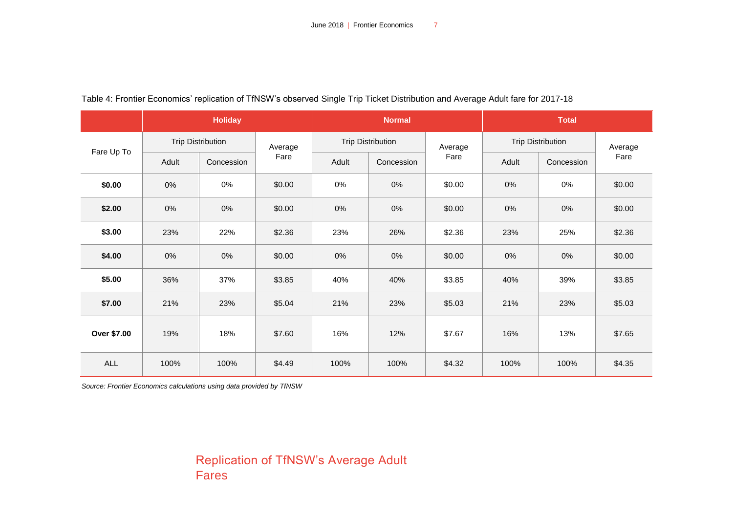Table 4: Frontier Economics' replication of TfNSW's observed Single Trip Ticket Distribution and Average Adult fare for 2017-18

| Fare Up To | Holiday | | | Normal | | | Total | | |
|---|---|---|---|---|---|---|---|---|---|
| | Trip Distribution | | Average Fare | Trip Distribution | | Average Fare | Trip Distribution | | Average Fare |
| | Adult | Concession | | Adult | Concession | | Adult | Concession | |
| **$0.00** | 0% | 0% | $0.00 | 0% | 0% | $0.00 | 0% | 0% | $0.00 |
| **$2.00** | 0% | 0% | $0.00 | 0% | 0% | $0.00 | 0% | 0% | $0.00 |
| **$3.00** | 23% | 22% | $2.36 | 23% | 26% | $2.36 | 23% | 25% | $2.36 |
| **$4.00** | 0% | 0% | $0.00 | 0% | 0% | $0.00 | 0% | 0% | $0.00 |
| **$5.00** | 36% | 37% | $3.85 | 40% | 40% | $3.85 | 40% | 39% | $3.85 |
| **$7.00** | 21% | 23% | $5.04 | 21% | 23% | $5.03 | 21% | 23% | $5.03 |
| **Over $7.00** | 19% | 18% | $7.60 | 16% | 12% | $7.67 | 16% | 13% | $7.65 |
| ALL | 100% | 100% | $4.49 | 100% | 100% | $4.32 | 100% | 100% | $4.35 |

*Source: Frontier Economics calculations using data provided by TfNSW*

## Replication of TfNSW's Average Adult Fares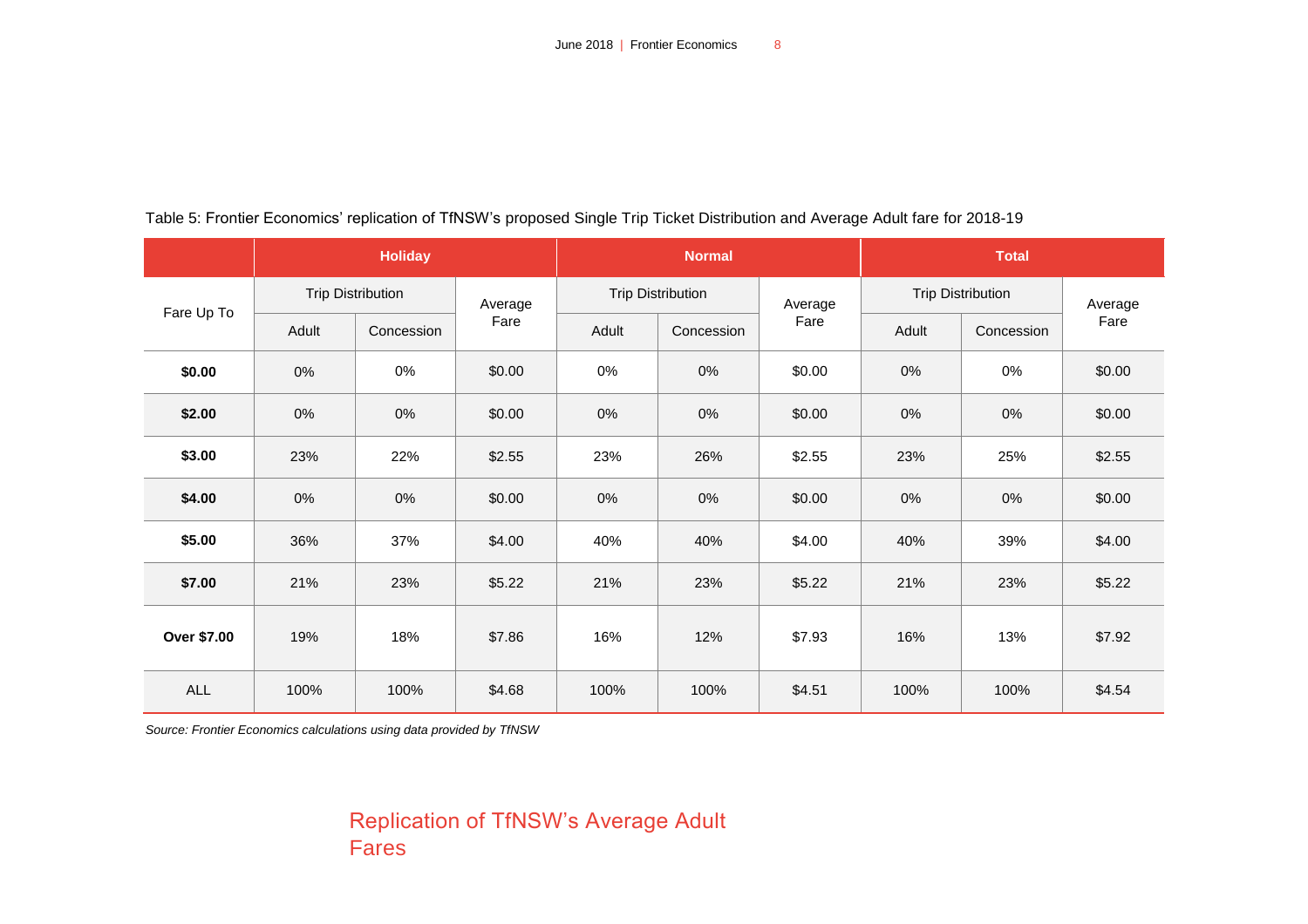Table 5: Frontier Economics' replication of TfNSW's proposed Single Trip Ticket Distribution and Average Adult fare for 2018-19

| Fare Up To | Holiday | | | Normal | | | Total | | |
|---|---|---|---|---|---|---|---|---|---|
| | Trip Distribution | | Average Fare | Trip Distribution | | Average Fare | Trip Distribution | | Average Fare |
| | Adult | Concession | | Adult | Concession | | Adult | Concession | |
| **$0.00** | 0% | 0% | $0.00 | 0% | 0% | $0.00 | 0% | 0% | $0.00 |
| **$2.00** | 0% | 0% | $0.00 | 0% | 0% | $0.00 | 0% | 0% | $0.00 |
| **$3.00** | 23% | 22% | $2.55 | 23% | 26% | $2.55 | 23% | 25% | $2.55 |
| **$4.00** | 0% | 0% | $0.00 | 0% | 0% | $0.00 | 0% | 0% | $0.00 |
| **$5.00** | 36% | 37% | $4.00 | 40% | 40% | $4.00 | 40% | 39% | $4.00 |
| **$7.00** | 21% | 23% | $5.22 | 21% | 23% | $5.22 | 21% | 23% | $5.22 |
| **Over $7.00** | 19% | 18% | $7.86 | 16% | 12% | $7.93 | 16% | 13% | $7.92 |
| ALL | 100% | 100% | $4.68 | 100% | 100% | $4.51 | 100% | 100% | $4.54 |

*Source: Frontier Economics calculations using data provided by TfNSW*

## Replication of TfNSW's Average Adult Fares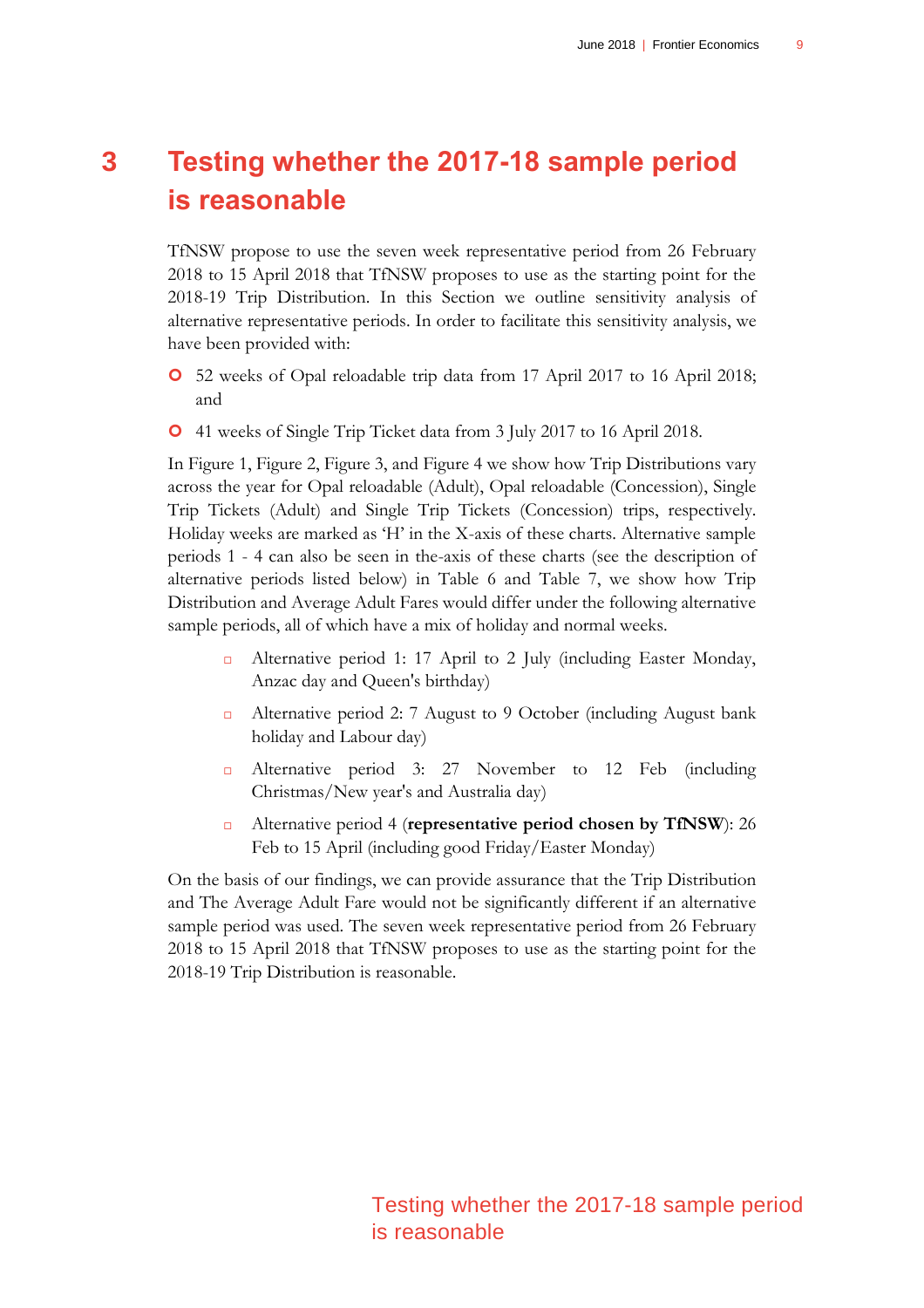# 3 Testing whether the 2017-18 sample period is reasonable

TfNSW propose to use the seven week representative period from 26 February 2018 to 15 April 2018 that TfNSW proposes to use as the starting point for the 2018-19 Trip Distribution. In this Section we outline sensitivity analysis of alternative representative periods. In order to facilitate this sensitivity analysis, we have been provided with:

- 52 weeks of Opal reloadable trip data from 17 April 2017 to 16 April 2018; and
- 41 weeks of Single Trip Ticket data from 3 July 2017 to 16 April 2018.

In Figure 1, Figure 2, Figure 3, and Figure 4 we show how Trip Distributions vary across the year for Opal reloadable (Adult), Opal reloadable (Concession), Single Trip Tickets (Adult) and Single Trip Tickets (Concession) trips, respectively. Holiday weeks are marked as 'H' in the X-axis of these charts. Alternative sample periods 1 - 4 can also be seen in the-axis of these charts (see the description of alternative periods listed below) in Table 6 and Table 7, we show how Trip Distribution and Average Adult Fares would differ under the following alternative sample periods, all of which have a mix of holiday and normal weeks.

- Alternative period 1: 17 April to 2 July (including Easter Monday, Anzac day and Queen's birthday)
- Alternative period 2: 7 August to 9 October (including August bank holiday and Labour day)
- Alternative period 3: 27 November to 12 Feb (including Christmas/New year's and Australia day)
- Alternative period 4 (**representative period chosen by TfNSW**): 26 Feb to 15 April (including good Friday/Easter Monday)

On the basis of our findings, we can provide assurance that the Trip Distribution and The Average Adult Fare would not be significantly different if an alternative sample period was used. The seven week representative period from 26 February 2018 to 15 April 2018 that TfNSW proposes to use as the starting point for the 2018-19 Trip Distribution is reasonable.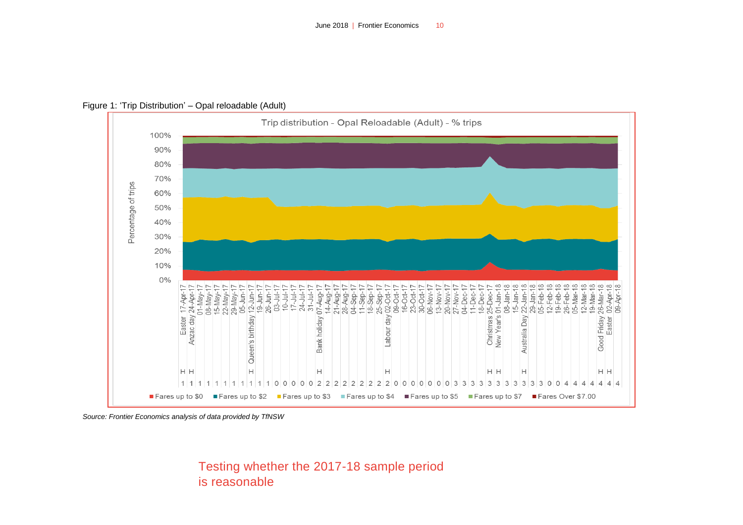Figure 1: 'Trip Distribution' – Opal reloadable (Adult)

Source: Frontier Economics analysis of data provided by TfNSW

## Testing whether the 2017-18 sample period is reasonable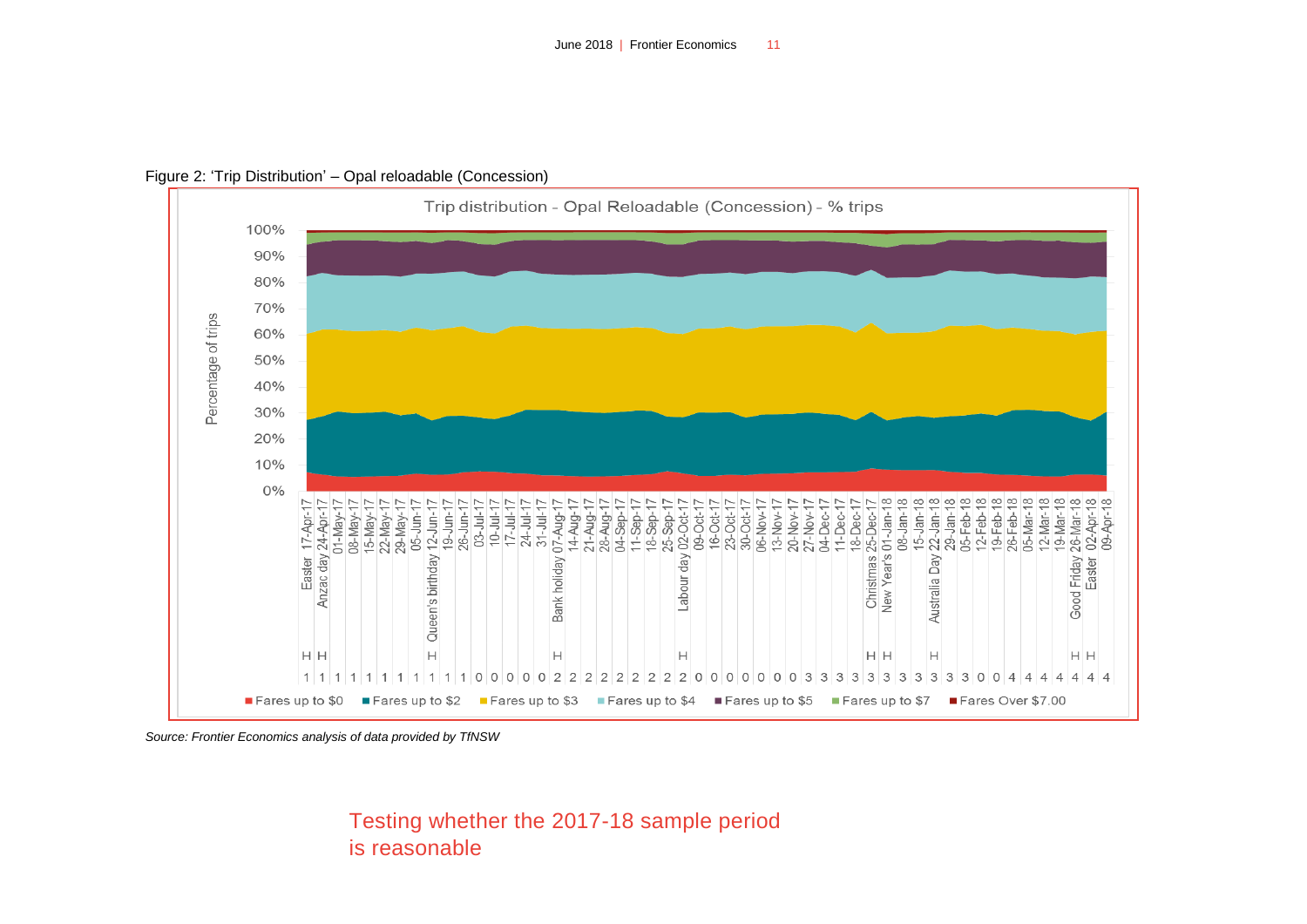Figure 2: 'Trip Distribution' – Opal reloadable (Concession)

Source: Frontier Economics analysis of data provided by TfNSW

## Testing whether the 2017-18 sample period is reasonable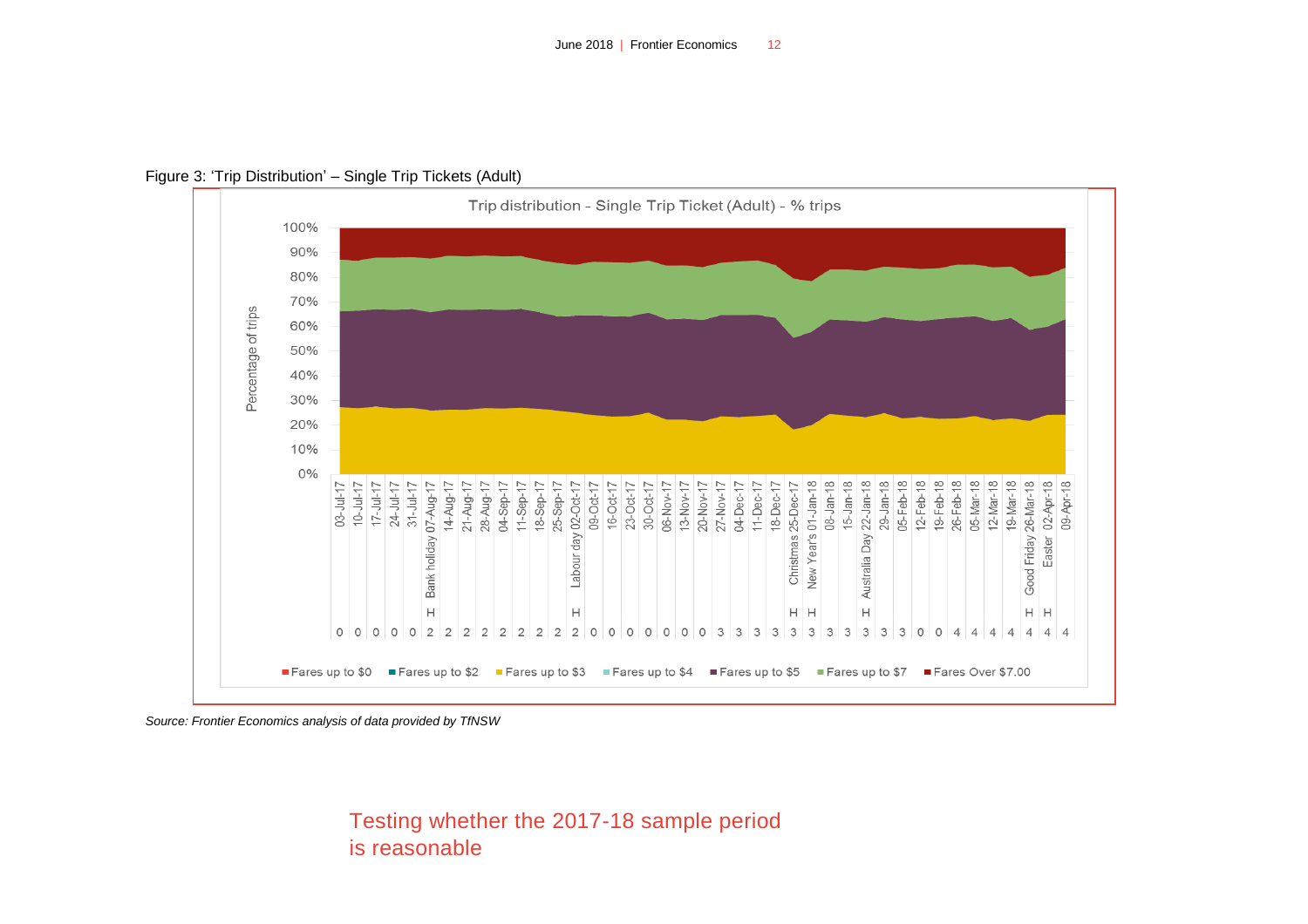Figure 3: 'Trip Distribution' – Single Trip Tickets (Adult)

Source: Frontier Economics analysis of data provided by TfNSW

## Testing whether the 2017-18 sample period is reasonable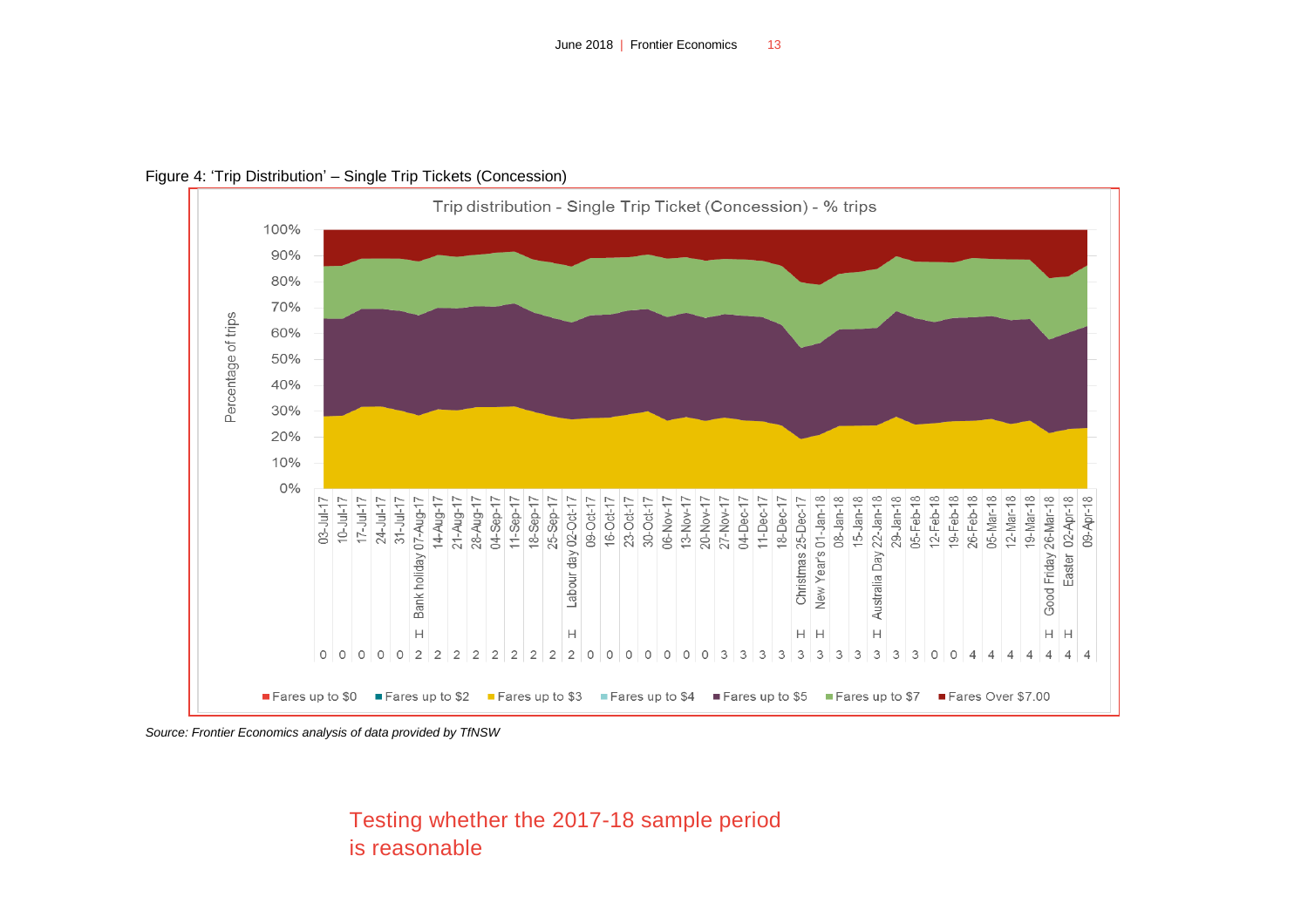Figure 4: 'Trip Distribution' – Single Trip Tickets (Concession)

Source: Frontier Economics analysis of data provided by TfNSW

## Testing whether the 2017-18 sample period is reasonable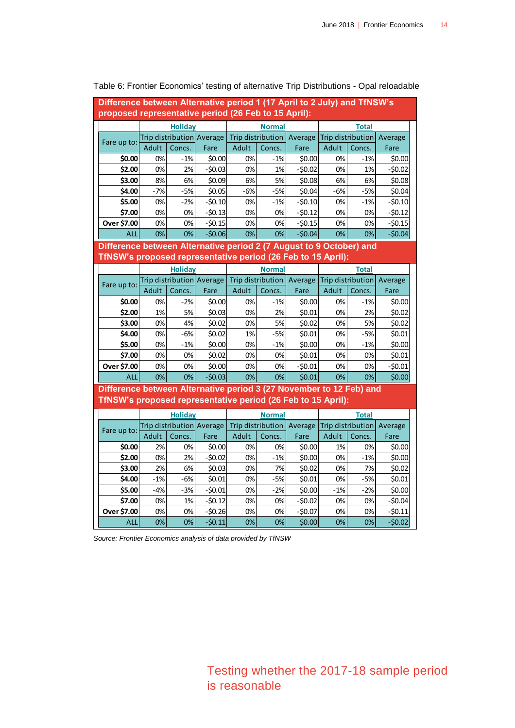Table 6: Frontier Economics' testing of alternative Trip Distributions - Opal reloadable

**Difference between Alternative period 1 (17 April to 2 July) and TfNSW's proposed representative period (26 Feb to 15 April):**

| Fare up to: | Holiday | | | Normal | | | Total | | |
|---|---|---|---|---|---|---|---|---|---|
| | Trip distribution | | Average | Trip distribution | | Average | Trip distribution | | Average |
| | Adult | Concs. | Fare | Adult | Concs. | Fare | Adult | Concs. | Fare |
| $0.00 | 0% | -1% | $0.00 | 0% | -1% | $0.00 | 0% | -1% | $0.00 |
| $2.00 | 0% | 2% | -$0.03 | 0% | 1% | -$0.02 | 0% | 1% | -$0.02 |
| $3.00 | 8% | 6% | $0.09 | 6% | 5% | $0.08 | 6% | 6% | $0.08 |
| $4.00 | -7% | -5% | $0.05 | -6% | -5% | $0.04 | -6% | -5% | $0.04 |
| $5.00 | 0% | -2% | -$0.10 | 0% | -1% | -$0.10 | 0% | -1% | -$0.10 |
| $7.00 | 0% | 0% | -$0.13 | 0% | 0% | -$0.12 | 0% | 0% | -$0.12 |
| Over $7.00 | 0% | 0% | -$0.15 | 0% | 0% | -$0.15 | 0% | 0% | -$0.15 |
| ALL | 0% | 0% | -$0.06 | 0% | 0% | -$0.04 | 0% | 0% | -$0.04 |

**Difference between Alternative period 2 (7 August to 9 October) and TfNSW's proposed representative period (26 Feb to 15 April):**

| Fare up to: | Holiday | | | Normal | | | Total | | |
|---|---|---|---|---|---|---|---|---|---|
| | Trip distribution | | Average | Trip distribution | | Average | Trip distribution | | Average |
| | Adult | Concs. | Fare | Adult | Concs. | Fare | Adult | Concs. | Fare |
| $0.00 | 0% | -2% | $0.00 | 0% | -1% | $0.00 | 0% | -1% | $0.00 |
| $2.00 | 1% | 5% | $0.03 | 0% | 2% | $0.01 | 0% | 2% | $0.02 |
| $3.00 | 0% | 4% | $0.02 | 0% | 5% | $0.02 | 0% | 5% | $0.02 |
| $4.00 | 0% | -6% | $0.02 | 1% | -5% | $0.01 | 0% | -5% | $0.01 |
| $5.00 | 0% | -1% | $0.00 | 0% | -1% | $0.00 | 0% | -1% | $0.00 |
| $7.00 | 0% | 0% | $0.02 | 0% | 0% | $0.01 | 0% | 0% | $0.01 |
| Over $7.00 | 0% | 0% | $0.00 | 0% | 0% | -$0.01 | 0% | 0% | -$0.01 |
| ALL | 0% | 0% | -$0.03 | 0% | 0% | $0.01 | 0% | 0% | $0.00 |

**Difference between Alternative period 3 (27 November to 12 Feb) and TfNSW's proposed representative period (26 Feb to 15 April):**

| Fare up to: | Holiday | | | Normal | | | Total | | |
|---|---|---|---|---|---|---|---|---|---|
| | Trip distribution | | Average | Trip distribution | | Average | Trip distribution | | Average |
| | Adult | Concs. | Fare | Adult | Concs. | Fare | Adult | Concs. | Fare |
| $0.00 | 2% | 0% | $0.00 | 0% | 0% | $0.00 | 1% | 0% | $0.00 |
| $2.00 | 0% | 2% | -$0.02 | 0% | -1% | $0.00 | 0% | -1% | $0.00 |
| $3.00 | 2% | 6% | $0.03 | 0% | 7% | $0.02 | 0% | 7% | $0.02 |
| $4.00 | -1% | -6% | $0.01 | 0% | -5% | $0.01 | 0% | -5% | $0.01 |
| $5.00 | -4% | -3% | -$0.01 | 0% | -2% | $0.00 | -1% | -2% | $0.00 |
| $7.00 | 0% | 1% | -$0.12 | 0% | 0% | -$0.02 | 0% | 0% | -$0.04 |
| Over $7.00 | 0% | 0% | -$0.26 | 0% | 0% | -$0.07 | 0% | 0% | -$0.11 |
| ALL | 0% | 0% | -$0.11 | 0% | 0% | $0.00 | 0% | 0% | -$0.02 |

*Source: Frontier Economics analysis of data provided by TfNSW*

Testing whether the 2017-18 sample period is reasonable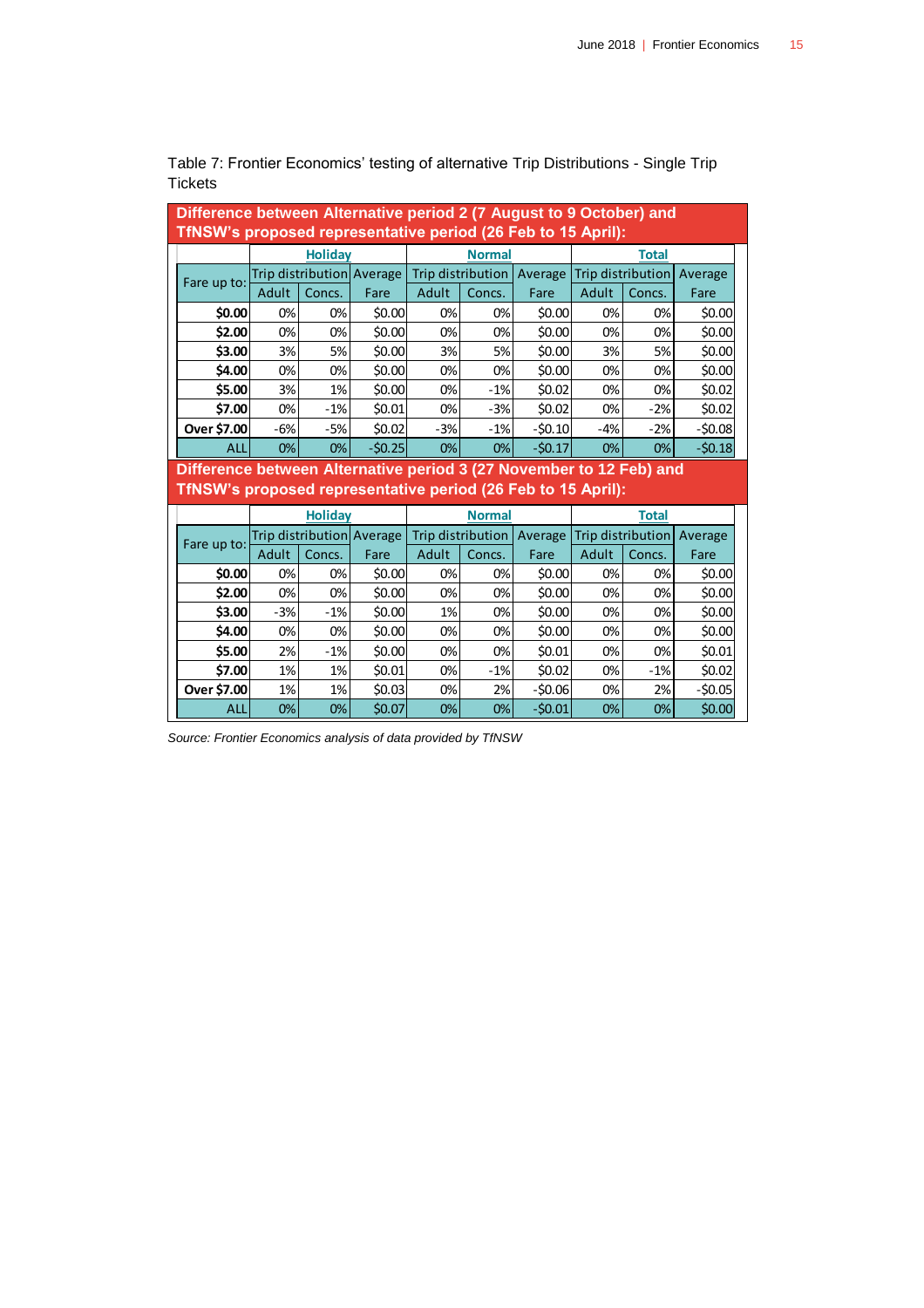Table 7: Frontier Economics' testing of alternative Trip Distributions - Single Trip Tickets

**Difference between Alternative period 2 (7 August to 9 October) and TfNSW's proposed representative period (26 Feb to 15 April):**

| Fare up to: | Holiday | | | Normal | | | Total | | |
|---|---|---|---|---|---|---|---|---|---|
| | Trip distribution | | Average Fare | Trip distribution | | Average Fare | Trip distribution | | Average Fare |
| | Adult | Concs. | | Adult | Concs. | | Adult | Concs. | |
| **$0.00** | 0% | 0% | $0.00 | 0% | 0% | $0.00 | 0% | 0% | $0.00 |
| **$2.00** | 0% | 0% | $0.00 | 0% | 0% | $0.00 | 0% | 0% | $0.00 |
| **$3.00** | 3% | 5% | $0.00 | 3% | 5% | $0.00 | 3% | 5% | $0.00 |
| **$4.00** | 0% | 0% | $0.00 | 0% | 0% | $0.00 | 0% | 0% | $0.00 |
| **$5.00** | 3% | 1% | $0.00 | 0% | -1% | $0.02 | 0% | 0% | $0.02 |
| **$7.00** | 0% | -1% | $0.01 | 0% | -3% | $0.02 | 0% | -2% | $0.02 |
| **Over $7.00** | -6% | -5% | $0.02 | -3% | -1% | -$0.10 | -4% | -2% | -$0.08 |
| ALL | 0% | 0% | -$0.25 | 0% | 0% | -$0.17 | 0% | 0% | -$0.18 |

**Difference between Alternative period 3 (27 November to 12 Feb) and TfNSW's proposed representative period (26 Feb to 15 April):**

| Fare up to: | Holiday | | | Normal | | | Total | | |
|---|---|---|---|---|---|---|---|---|---|
| | Trip distribution | | Average Fare | Trip distribution | | Average Fare | Trip distribution | | Average Fare |
| | Adult | Concs. | | Adult | Concs. | | Adult | Concs. | |
| **$0.00** | 0% | 0% | $0.00 | 0% | 0% | $0.00 | 0% | 0% | $0.00 |
| **$2.00** | 0% | 0% | $0.00 | 0% | 0% | $0.00 | 0% | 0% | $0.00 |
| **$3.00** | -3% | -1% | $0.00 | 1% | 0% | $0.00 | 0% | 0% | $0.00 |
| **$4.00** | 0% | 0% | $0.00 | 0% | 0% | $0.00 | 0% | 0% | $0.00 |
| **$5.00** | 2% | -1% | $0.00 | 0% | 0% | $0.01 | 0% | 0% | $0.01 |
| **$7.00** | 1% | 1% | $0.01 | 0% | -1% | $0.02 | 0% | -1% | $0.02 |
| **Over $7.00** | 1% | 1% | $0.03 | 0% | 2% | -$0.06 | 0% | 2% | -$0.05 |
| ALL | 0% | 0% | $0.07 | 0% | 0% | -$0.01 | 0% | 0% | $0.00 |

*Source: Frontier Economics analysis of data provided by TfNSW*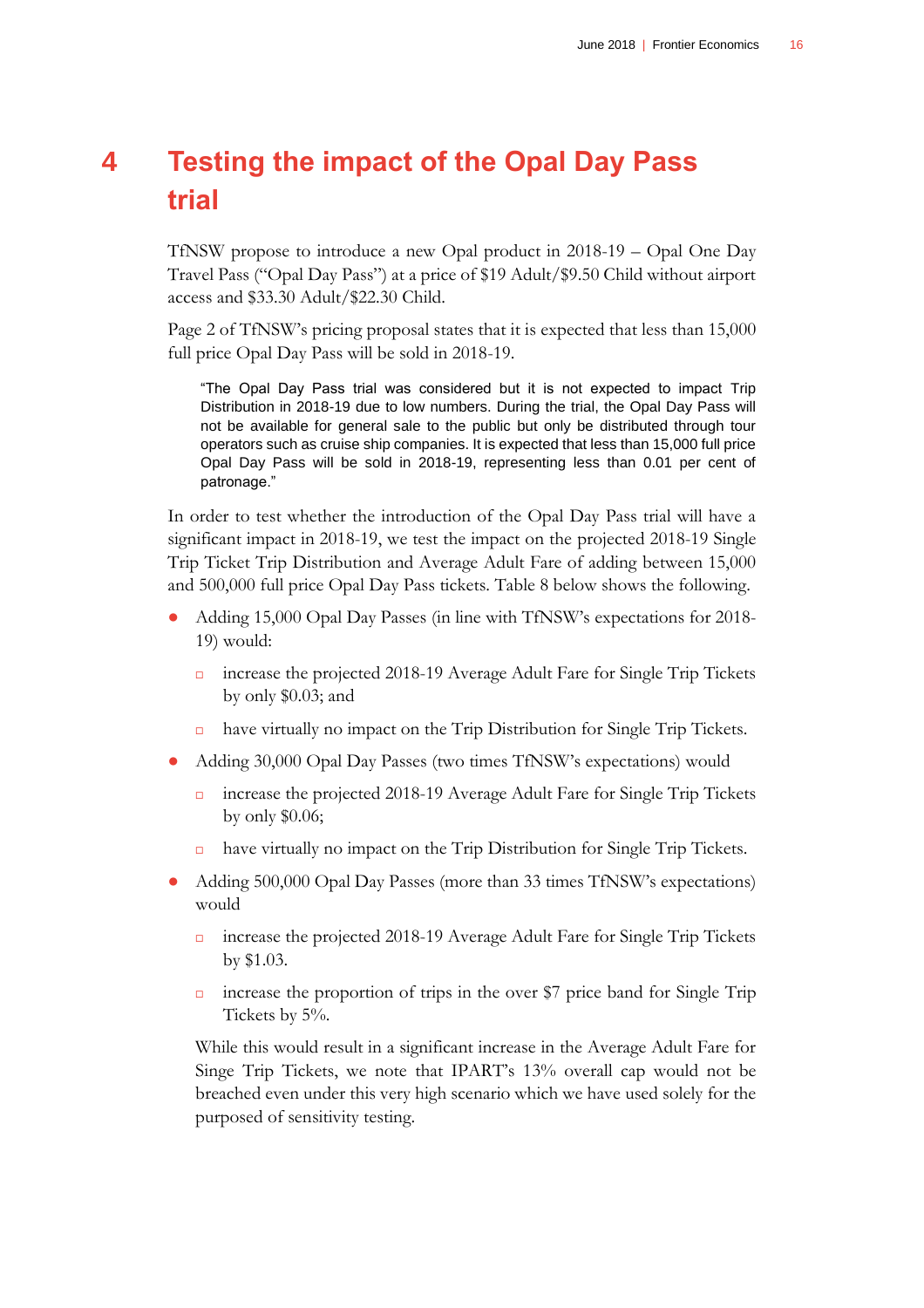# 4 Testing the impact of the Opal Day Pass trial

TfNSW propose to introduce a new Opal product in 2018-19 – Opal One Day Travel Pass ("Opal Day Pass") at a price of $19 Adult/$9.50 Child without airport access and $33.30 Adult/$22.30 Child.

Page 2 of TfNSW's pricing proposal states that it is expected that less than 15,000 full price Opal Day Pass will be sold in 2018-19.

> "The Opal Day Pass trial was considered but it is not expected to impact Trip Distribution in 2018-19 due to low numbers. During the trial, the Opal Day Pass will not be available for general sale to the public but only be distributed through tour operators such as cruise ship companies. It is expected that less than 15,000 full price Opal Day Pass will be sold in 2018-19, representing less than 0.01 per cent of patronage."

In order to test whether the introduction of the Opal Day Pass trial will have a significant impact in 2018-19, we test the impact on the projected 2018-19 Single Trip Ticket Trip Distribution and Average Adult Fare of adding between 15,000 and 500,000 full price Opal Day Pass tickets. Table 8 below shows the following.

- Adding 15,000 Opal Day Passes (in line with TfNSW's expectations for 2018-19) would:
  - increase the projected 2018-19 Average Adult Fare for Single Trip Tickets by only $0.03; and
  - have virtually no impact on the Trip Distribution for Single Trip Tickets.
- Adding 30,000 Opal Day Passes (two times TfNSW's expectations) would
  - increase the projected 2018-19 Average Adult Fare for Single Trip Tickets by only $0.06;
  - have virtually no impact on the Trip Distribution for Single Trip Tickets.
- Adding 500,000 Opal Day Passes (more than 33 times TfNSW's expectations) would
  - increase the projected 2018-19 Average Adult Fare for Single Trip Tickets by $1.03.
  - increase the proportion of trips in the over $7 price band for Single Trip Tickets by 5%.

  While this would result in a significant increase in the Average Adult Fare for Singe Trip Tickets, we note that IPART's 13% overall cap would not be breached even under this very high scenario which we have used solely for the purposed of sensitivity testing.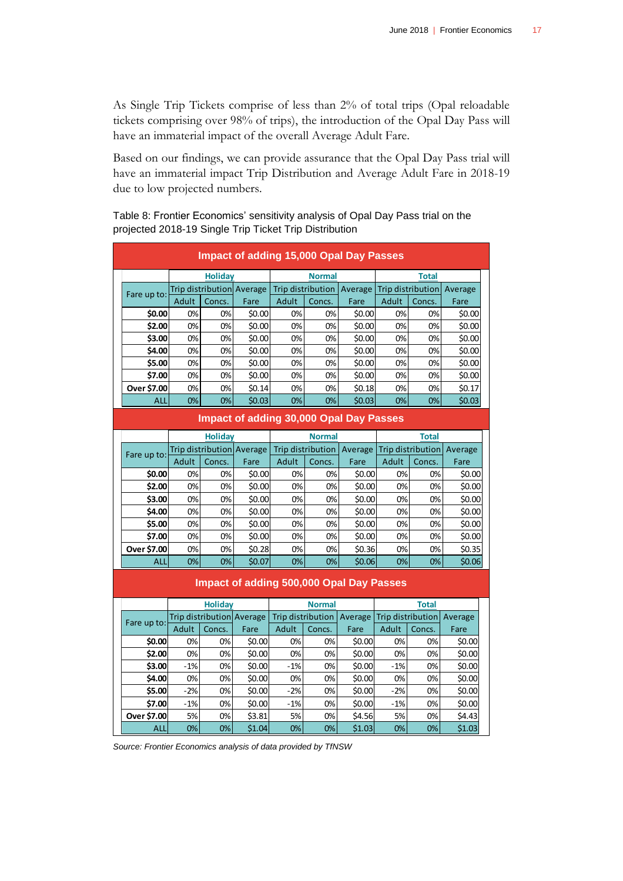As Single Trip Tickets comprise of less than 2% of total trips (Opal reloadable tickets comprising over 98% of trips), the introduction of the Opal Day Pass will have an immaterial impact of the overall Average Adult Fare.

Based on our findings, we can provide assurance that the Opal Day Pass trial will have an immaterial impact Trip Distribution and Average Adult Fare in 2018-19 due to low projected numbers.

Table 8: Frontier Economics' sensitivity analysis of Opal Day Pass trial on the projected 2018-19 Single Trip Ticket Trip Distribution

**Impact of adding 15,000 Opal Day Passes**

| Fare up to: | Holiday | | | Normal | | | Total | | |
|---|---|---|---|---|---|---|---|---|---|
| | Trip distribution | | Average | Trip distribution | | Average | Trip distribution | | Average |
| | Adult | Concs. | Fare | Adult | Concs. | Fare | Adult | Concs. | Fare |
| **$0.00** | 0% | 0% | $0.00 | 0% | 0% | $0.00 | 0% | 0% | $0.00 |
| **$2.00** | 0% | 0% | $0.00 | 0% | 0% | $0.00 | 0% | 0% | $0.00 |
| **$3.00** | 0% | 0% | $0.00 | 0% | 0% | $0.00 | 0% | 0% | $0.00 |
| **$4.00** | 0% | 0% | $0.00 | 0% | 0% | $0.00 | 0% | 0% | $0.00 |
| **$5.00** | 0% | 0% | $0.00 | 0% | 0% | $0.00 | 0% | 0% | $0.00 |
| **$7.00** | 0% | 0% | $0.00 | 0% | 0% | $0.00 | 0% | 0% | $0.00 |
| **Over $7.00** | 0% | 0% | $0.14 | 0% | 0% | $0.18 | 0% | 0% | $0.17 |
| ALL | 0% | 0% | $0.03 | 0% | 0% | $0.03 | 0% | 0% | $0.03 |

**Impact of adding 30,000 Opal Day Passes**

| Fare up to: | Holiday | | | Normal | | | Total | | |
|---|---|---|---|---|---|---|---|---|---|
| | Trip distribution | | Average | Trip distribution | | Average | Trip distribution | | Average |
| | Adult | Concs. | Fare | Adult | Concs. | Fare | Adult | Concs. | Fare |
| **$0.00** | 0% | 0% | $0.00 | 0% | 0% | $0.00 | 0% | 0% | $0.00 |
| **$2.00** | 0% | 0% | $0.00 | 0% | 0% | $0.00 | 0% | 0% | $0.00 |
| **$3.00** | 0% | 0% | $0.00 | 0% | 0% | $0.00 | 0% | 0% | $0.00 |
| **$4.00** | 0% | 0% | $0.00 | 0% | 0% | $0.00 | 0% | 0% | $0.00 |
| **$5.00** | 0% | 0% | $0.00 | 0% | 0% | $0.00 | 0% | 0% | $0.00 |
| **$7.00** | 0% | 0% | $0.00 | 0% | 0% | $0.00 | 0% | 0% | $0.00 |
| **Over $7.00** | 0% | 0% | $0.28 | 0% | 0% | $0.36 | 0% | 0% | $0.35 |
| ALL | 0% | 0% | $0.07 | 0% | 0% | $0.06 | 0% | 0% | $0.06 |

**Impact of adding 500,000 Opal Day Passes**

| Fare up to: | Holiday | | | Normal | | | Total | | |
|---|---|---|---|---|---|---|---|---|---|
| | Trip distribution | | Average | Trip distribution | | Average | Trip distribution | | Average |
| | Adult | Concs. | Fare | Adult | Concs. | Fare | Adult | Concs. | Fare |
| **$0.00** | 0% | 0% | $0.00 | 0% | 0% | $0.00 | 0% | 0% | $0.00 |
| **$2.00** | 0% | 0% | $0.00 | 0% | 0% | $0.00 | 0% | 0% | $0.00 |
| **$3.00** | -1% | 0% | $0.00 | -1% | 0% | $0.00 | -1% | 0% | $0.00 |
| **$4.00** | 0% | 0% | $0.00 | 0% | 0% | $0.00 | 0% | 0% | $0.00 |
| **$5.00** | -2% | 0% | $0.00 | -2% | 0% | $0.00 | -2% | 0% | $0.00 |
| **$7.00** | -1% | 0% | $0.00 | -1% | 0% | $0.00 | -1% | 0% | $0.00 |
| **Over $7.00** | 5% | 0% | $3.81 | 5% | 0% | $4.56 | 5% | 0% | $4.43 |
| ALL | 0% | 0% | $1.04 | 0% | 0% | $1.03 | 0% | 0% | $1.03 |

*Source: Frontier Economics analysis of data provided by TfNSW*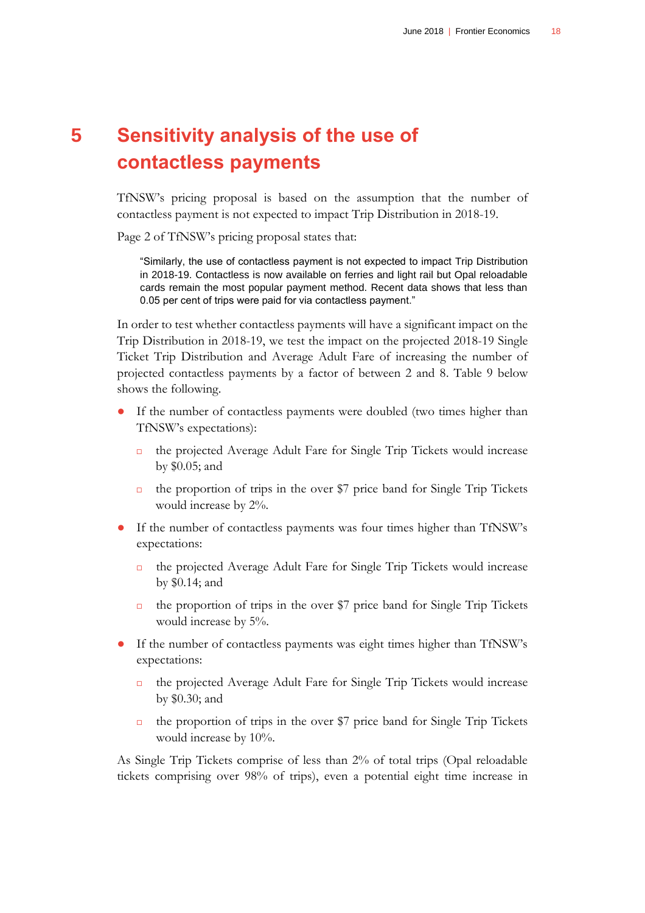# 5 Sensitivity analysis of the use of contactless payments

TfNSW's pricing proposal is based on the assumption that the number of contactless payment is not expected to impact Trip Distribution in 2018-19.

Page 2 of TfNSW's pricing proposal states that:

> "Similarly, the use of contactless payment is not expected to impact Trip Distribution in 2018-19. Contactless is now available on ferries and light rail but Opal reloadable cards remain the most popular payment method. Recent data shows that less than 0.05 per cent of trips were paid for via contactless payment."

In order to test whether contactless payments will have a significant impact on the Trip Distribution in 2018-19, we test the impact on the projected 2018-19 Single Ticket Trip Distribution and Average Adult Fare of increasing the number of projected contactless payments by a factor of between 2 and 8. Table 9 below shows the following.

- If the number of contactless payments were doubled (two times higher than TfNSW's expectations):
  - the projected Average Adult Fare for Single Trip Tickets would increase by $0.05; and
  - the proportion of trips in the over $7 price band for Single Trip Tickets would increase by 2%.
- If the number of contactless payments was four times higher than TfNSW's expectations:
  - the projected Average Adult Fare for Single Trip Tickets would increase by $0.14; and
  - the proportion of trips in the over $7 price band for Single Trip Tickets would increase by 5%.
- If the number of contactless payments was eight times higher than TfNSW's expectations:
  - the projected Average Adult Fare for Single Trip Tickets would increase by $0.30; and
  - the proportion of trips in the over $7 price band for Single Trip Tickets would increase by 10%.

As Single Trip Tickets comprise of less than 2% of total trips (Opal reloadable tickets comprising over 98% of trips), even a potential eight time increase in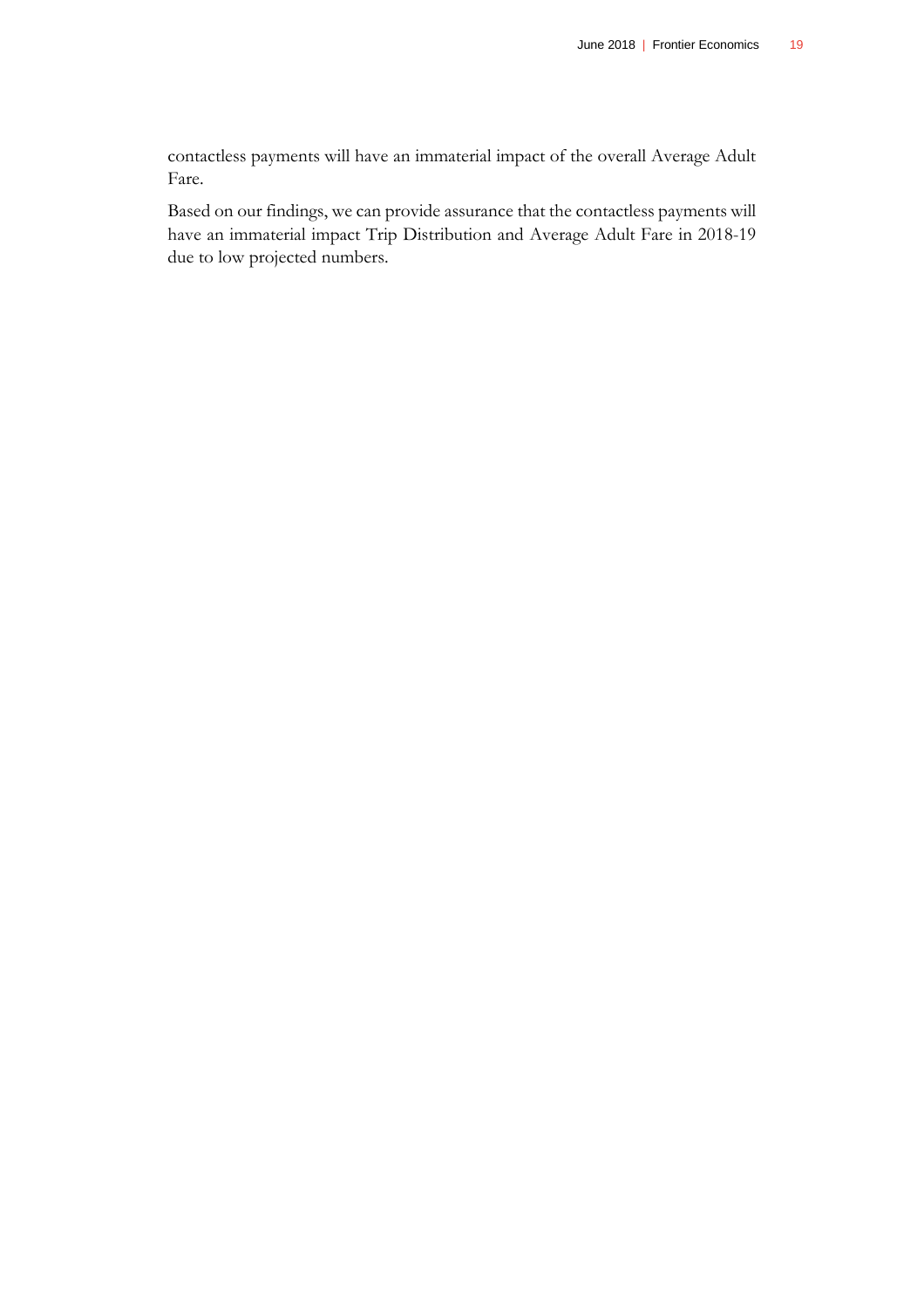contactless payments will have an immaterial impact of the overall Average Adult Fare.

Based on our findings, we can provide assurance that the contactless payments will have an immaterial impact Trip Distribution and Average Adult Fare in 2018-19 due to low projected numbers.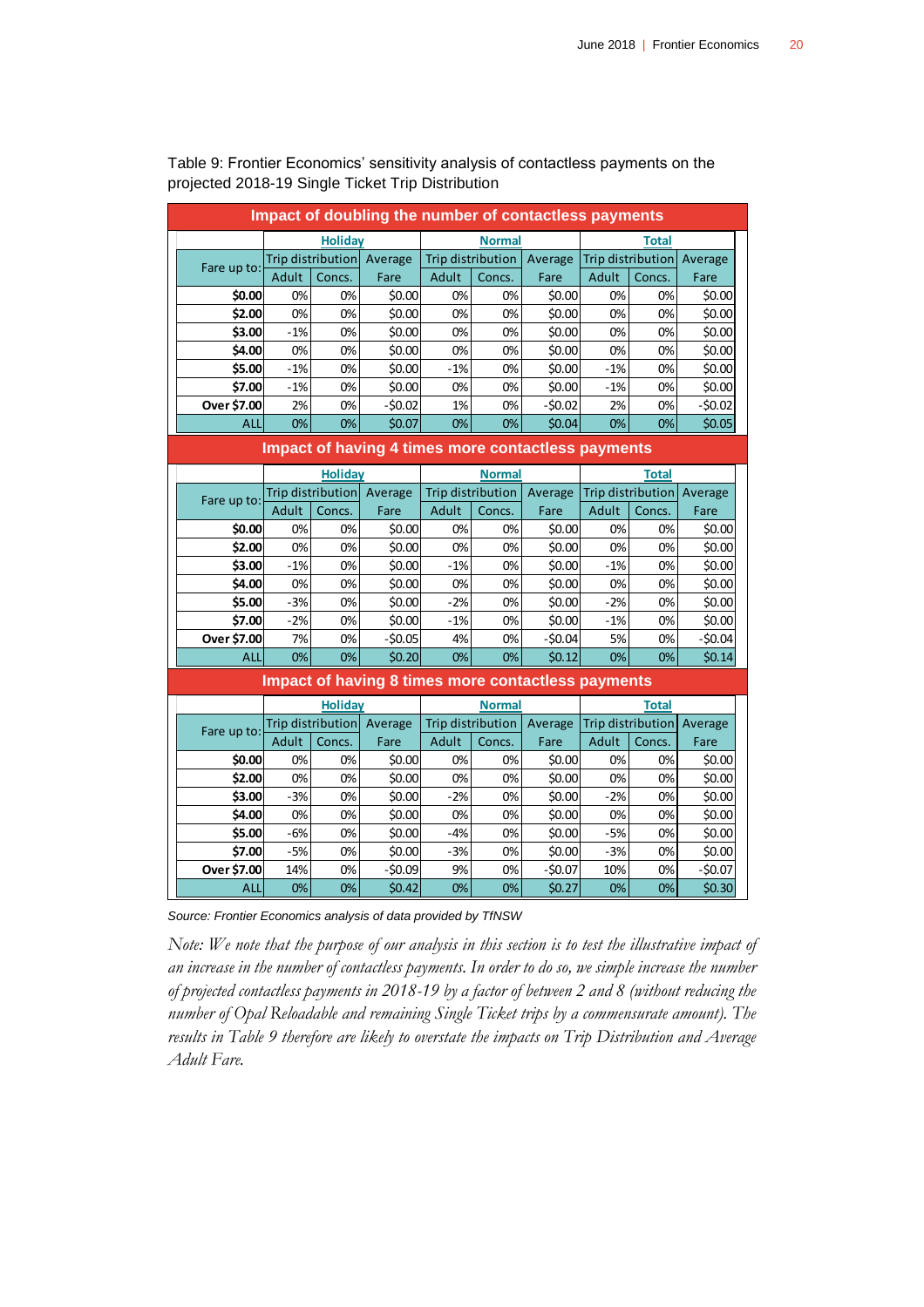Table 9: Frontier Economics' sensitivity analysis of contactless payments on the projected 2018-19 Single Ticket Trip Distribution

**Impact of doubling the number of contactless payments**

| Fare up to: | Holiday | | | Normal | | | Total | | |
|---|---|---|---|---|---|---|---|---|---|
| | Trip distribution | | Average | Trip distribution | | Average | Trip distribution | | Average |
| | Adult | Concs. | Fare | Adult | Concs. | Fare | Adult | Concs. | Fare |
| **$0.00** | 0% | 0% | $0.00 | 0% | 0% | $0.00 | 0% | 0% | $0.00 |
| **$2.00** | 0% | 0% | $0.00 | 0% | 0% | $0.00 | 0% | 0% | $0.00 |
| **$3.00** | -1% | 0% | $0.00 | 0% | 0% | $0.00 | 0% | 0% | $0.00 |
| **$4.00** | 0% | 0% | $0.00 | 0% | 0% | $0.00 | 0% | 0% | $0.00 |
| **$5.00** | -1% | 0% | $0.00 | -1% | 0% | $0.00 | -1% | 0% | $0.00 |
| **$7.00** | -1% | 0% | $0.00 | 0% | 0% | $0.00 | -1% | 0% | $0.00 |
| **Over $7.00** | 2% | 0% | -$0.02 | 1% | 0% | -$0.02 | 2% | 0% | -$0.02 |
| ALL | 0% | 0% | $0.07 | 0% | 0% | $0.04 | 0% | 0% | $0.05 |

**Impact of having 4 times more contactless payments**

| Fare up to: | Holiday | | | Normal | | | Total | | |
|---|---|---|---|---|---|---|---|---|---|
| | Trip distribution | | Average | Trip distribution | | Average | Trip distribution | | Average |
| | Adult | Concs. | Fare | Adult | Concs. | Fare | Adult | Concs. | Fare |
| **$0.00** | 0% | 0% | $0.00 | 0% | 0% | $0.00 | 0% | 0% | $0.00 |
| **$2.00** | 0% | 0% | $0.00 | 0% | 0% | $0.00 | 0% | 0% | $0.00 |
| **$3.00** | -1% | 0% | $0.00 | -1% | 0% | $0.00 | -1% | 0% | $0.00 |
| **$4.00** | 0% | 0% | $0.00 | 0% | 0% | $0.00 | 0% | 0% | $0.00 |
| **$5.00** | -3% | 0% | $0.00 | -2% | 0% | $0.00 | -2% | 0% | $0.00 |
| **$7.00** | -2% | 0% | $0.00 | -1% | 0% | $0.00 | -1% | 0% | $0.00 |
| **Over $7.00** | 7% | 0% | -$0.05 | 4% | 0% | -$0.04 | 5% | 0% | -$0.04 |
| ALL | 0% | 0% | $0.20 | 0% | 0% | $0.12 | 0% | 0% | $0.14 |

**Impact of having 8 times more contactless payments**

| Fare up to: | Holiday | | | Normal | | | Total | | |
|---|---|---|---|---|---|---|---|---|---|
| | Trip distribution | | Average | Trip distribution | | Average | Trip distribution | | Average |
| | Adult | Concs. | Fare | Adult | Concs. | Fare | Adult | Concs. | Fare |
| **$0.00** | 0% | 0% | $0.00 | 0% | 0% | $0.00 | 0% | 0% | $0.00 |
| **$2.00** | 0% | 0% | $0.00 | 0% | 0% | $0.00 | 0% | 0% | $0.00 |
| **$3.00** | -3% | 0% | $0.00 | -2% | 0% | $0.00 | -2% | 0% | $0.00 |
| **$4.00** | 0% | 0% | $0.00 | 0% | 0% | $0.00 | 0% | 0% | $0.00 |
| **$5.00** | -6% | 0% | $0.00 | -4% | 0% | $0.00 | -5% | 0% | $0.00 |
| **$7.00** | -5% | 0% | $0.00 | -3% | 0% | $0.00 | -3% | 0% | $0.00 |
| **Over $7.00** | 14% | 0% | -$0.09 | 9% | 0% | -$0.07 | 10% | 0% | -$0.07 |
| ALL | 0% | 0% | $0.42 | 0% | 0% | $0.27 | 0% | 0% | $0.30 |

*Source: Frontier Economics analysis of data provided by TfNSW*

*Note: We note that the purpose of our analysis in this section is to test the illustrative impact of an increase in the number of contactless payments. In order to do so, we simple increase the number of projected contactless payments in 2018-19 by a factor of between 2 and 8 (without reducing the number of Opal Reloadable and remaining Single Ticket trips by a commensurate amount). The results in Table 9 therefore are likely to overstate the impacts on Trip Distribution and Average Adult Fare.*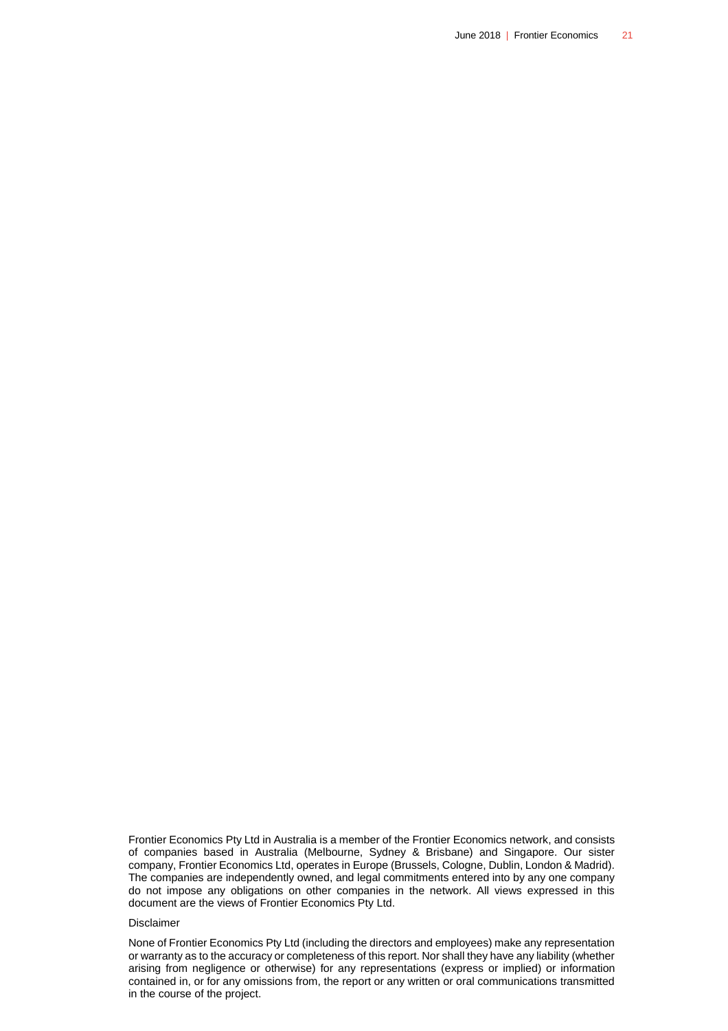Frontier Economics Pty Ltd in Australia is a member of the Frontier Economics network, and consists of companies based in Australia (Melbourne, Sydney & Brisbane) and Singapore. Our sister company, Frontier Economics Ltd, operates in Europe (Brussels, Cologne, Dublin, London & Madrid). The companies are independently owned, and legal commitments entered into by any one company do not impose any obligations on other companies in the network. All views expressed in this document are the views of Frontier Economics Pty Ltd.

Disclaimer

None of Frontier Economics Pty Ltd (including the directors and employees) make any representation or warranty as to the accuracy or completeness of this report. Nor shall they have any liability (whether arising from negligence or otherwise) for any representations (express or implied) or information contained in, or for any omissions from, the report or any written or oral communications transmitted in the course of the project.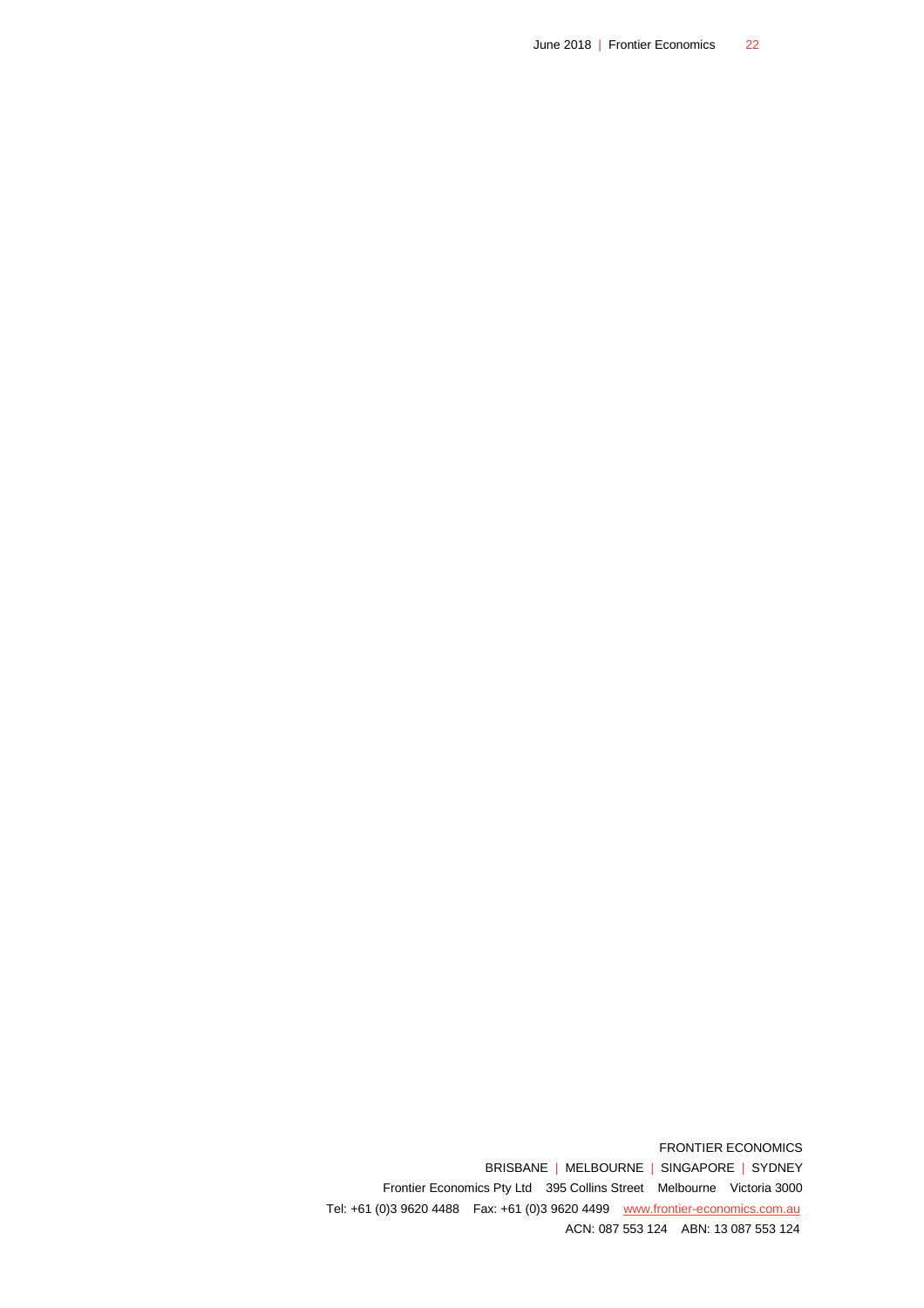FRONTIER ECONOMICS

BRISBANE | MELBOURNE | SINGAPORE | SYDNEY

Frontier Economics Pty Ltd 395 Collins Street Melbourne Victoria 3000

Tel: +61 (0)3 9620 4488 Fax: +61 (0)3 9620 4499 www.frontier-economics.com.au

ACN: 087 553 124 ABN: 13 087 553 124